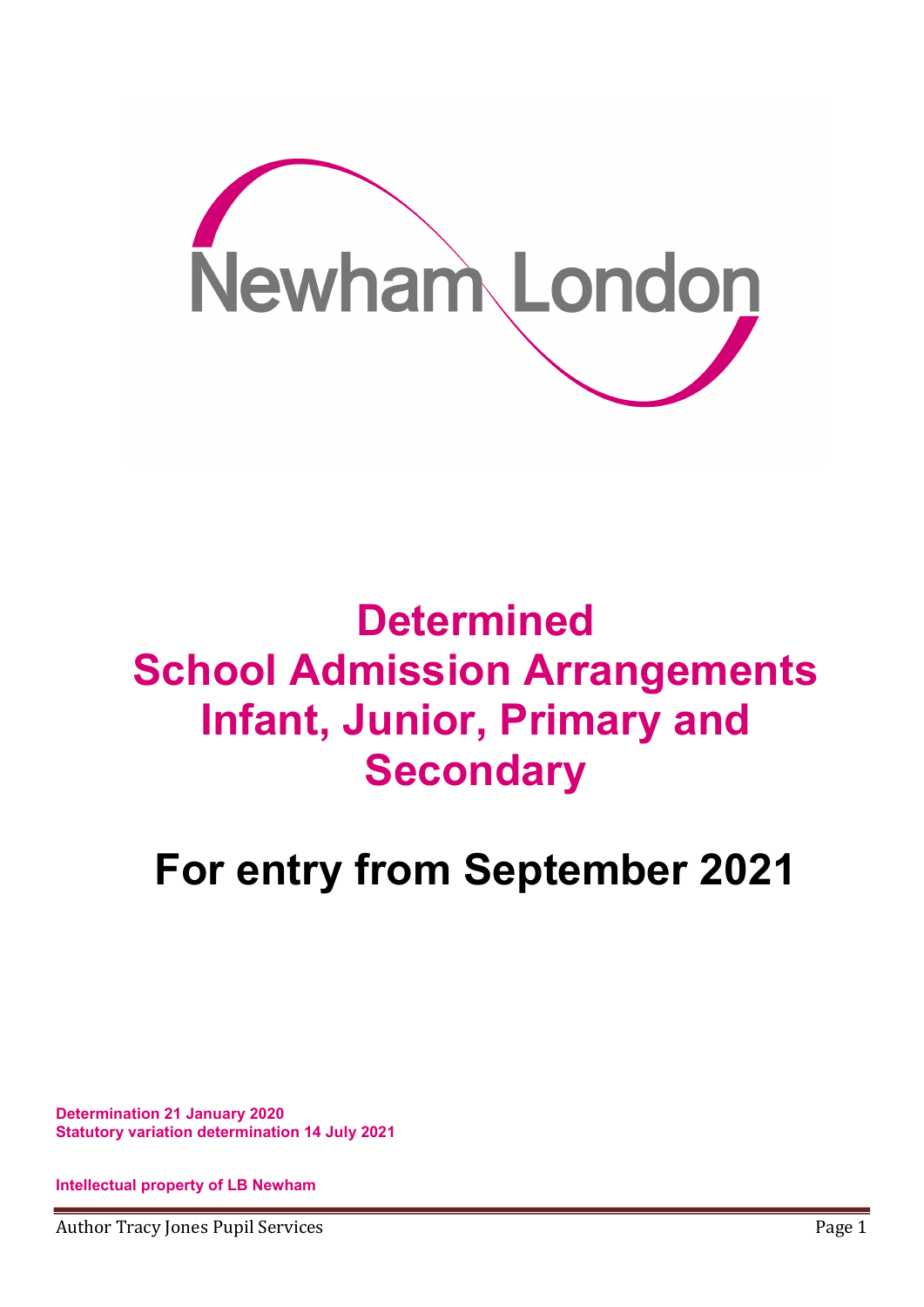Newham London

# Determined School Admission Arrangements Infant, Junior, Primary and Secondary

## For entry from September 2021

**Determination 21 January 2020**
**Statutory variation determination 14 July 2021**

**Intellectual property of LB Newham**

Author Tracy Jones Pupil Services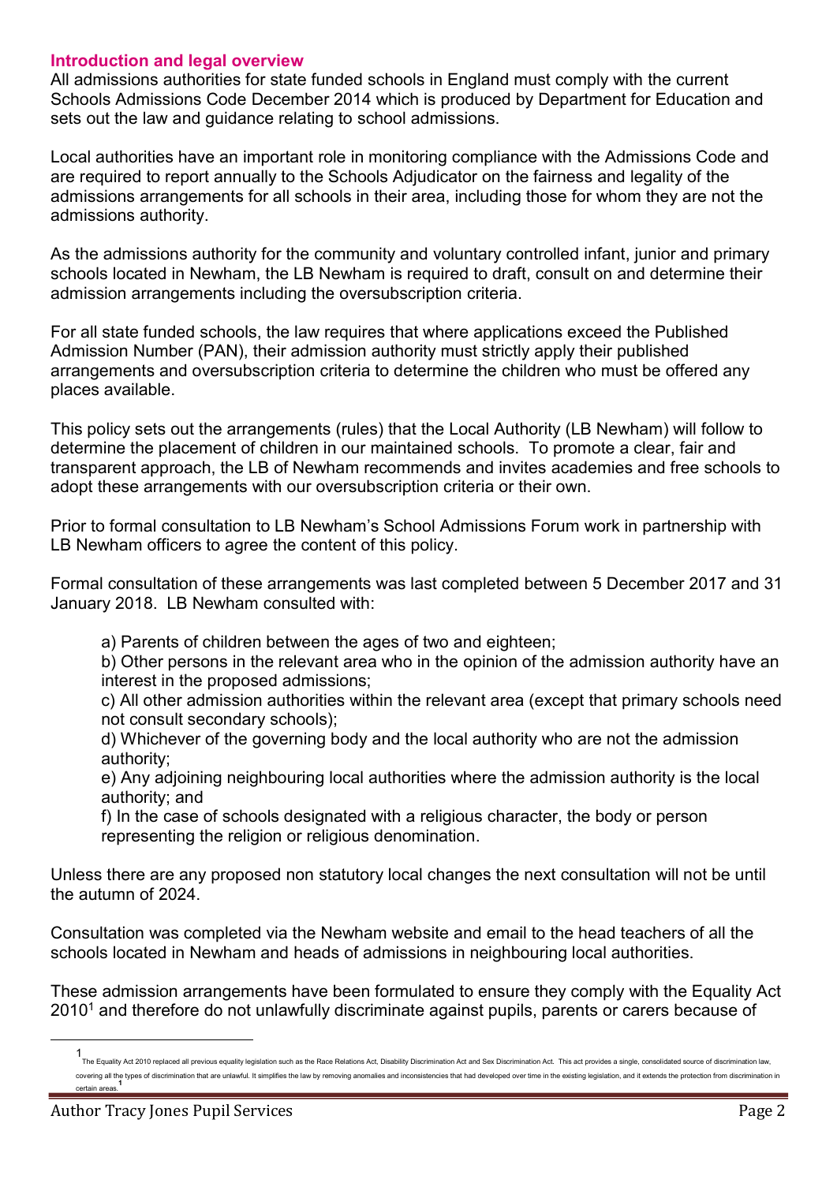## Introduction and legal overview

All admissions authorities for state funded schools in England must comply with the current Schools Admissions Code December 2014 which is produced by Department for Education and sets out the law and guidance relating to school admissions.

Local authorities have an important role in monitoring compliance with the Admissions Code and are required to report annually to the Schools Adjudicator on the fairness and legality of the admissions arrangements for all schools in their area, including those for whom they are not the admissions authority.

As the admissions authority for the community and voluntary controlled infant, junior and primary schools located in Newham, the LB Newham is required to draft, consult on and determine their admission arrangements including the oversubscription criteria.

For all state funded schools, the law requires that where applications exceed the Published Admission Number (PAN), their admission authority must strictly apply their published arrangements and oversubscription criteria to determine the children who must be offered any places available.

This policy sets out the arrangements (rules) that the Local Authority (LB Newham) will follow to determine the placement of children in our maintained schools. To promote a clear, fair and transparent approach, the LB of Newham recommends and invites academies and free schools to adopt these arrangements with our oversubscription criteria or their own.

Prior to formal consultation to LB Newham's School Admissions Forum work in partnership with LB Newham officers to agree the content of this policy.

Formal consultation of these arrangements was last completed between 5 December 2017 and 31 January 2018. LB Newham consulted with:

a) Parents of children between the ages of two and eighteen;
b) Other persons in the relevant area who in the opinion of the admission authority have an interest in the proposed admissions;
c) All other admission authorities within the relevant area (except that primary schools need not consult secondary schools);
d) Whichever of the governing body and the local authority who are not the admission authority;
e) Any adjoining neighbouring local authorities where the admission authority is the local authority; and
f) In the case of schools designated with a religious character, the body or person representing the religion or religious denomination.

Unless there are any proposed non statutory local changes the next consultation will not be until the autumn of 2024.

Consultation was completed via the Newham website and email to the head teachers of all the schools located in Newham and heads of admissions in neighbouring local authorities.

These admission arrangements have been formulated to ensure they comply with the Equality Act 2010[1] and therefore do not unlawfully discriminate against pupils, parents or carers because of

[1] The Equality Act 2010 replaced all previous equality legislation such as the Race Relations Act, Disability Discrimination Act and Sex Discrimination Act. This act provides a single, consolidated source of discrimination law, covering all the types of discrimination that are unlawful. It simplifies the law by removing anomalies and inconsistencies that had developed over time in the existing legislation, and it extends the protection from discrimination in certain areas.[1]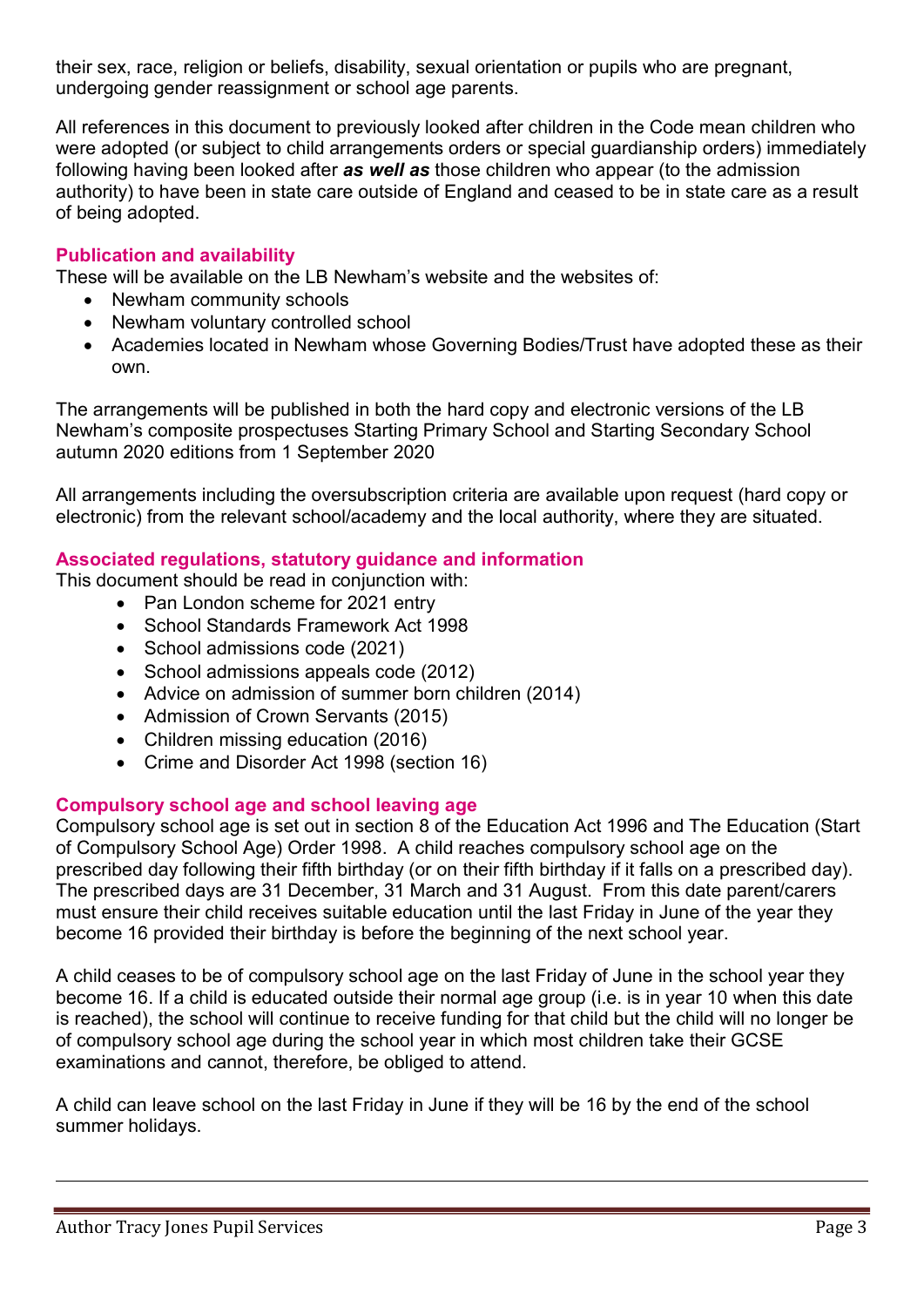their sex, race, religion or beliefs, disability, sexual orientation or pupils who are pregnant, undergoing gender reassignment or school age parents.

All references in this document to previously looked after children in the Code mean children who were adopted (or subject to child arrangements orders or special guardianship orders) immediately following having been looked after ***as well as*** those children who appear (to the admission authority) to have been in state care outside of England and ceased to be in state care as a result of being adopted.

### Publication and availability

These will be available on the LB Newham's website and the websites of:

- Newham community schools
- Newham voluntary controlled school
- Academies located in Newham whose Governing Bodies/Trust have adopted these as their own.

The arrangements will be published in both the hard copy and electronic versions of the LB Newham's composite prospectuses Starting Primary School and Starting Secondary School autumn 2020 editions from 1 September 2020

All arrangements including the oversubscription criteria are available upon request (hard copy or electronic) from the relevant school/academy and the local authority, where they are situated.

### Associated regulations, statutory guidance and information

This document should be read in conjunction with:

- Pan London scheme for 2021 entry
- School Standards Framework Act 1998
- School admissions code (2021)
- School admissions appeals code (2012)
- Advice on admission of summer born children (2014)
- Admission of Crown Servants (2015)
- Children missing education (2016)
- Crime and Disorder Act 1998 (section 16)

### Compulsory school age and school leaving age

Compulsory school age is set out in section 8 of the Education Act 1996 and The Education (Start of Compulsory School Age) Order 1998. A child reaches compulsory school age on the prescribed day following their fifth birthday (or on their fifth birthday if it falls on a prescribed day). The prescribed days are 31 December, 31 March and 31 August. From this date parent/carers must ensure their child receives suitable education until the last Friday in June of the year they become 16 provided their birthday is before the beginning of the next school year.

A child ceases to be of compulsory school age on the last Friday of June in the school year they become 16. If a child is educated outside their normal age group (i.e. is in year 10 when this date is reached), the school will continue to receive funding for that child but the child will no longer be of compulsory school age during the school year in which most children take their GCSE examinations and cannot, therefore, be obliged to attend.

A child can leave school on the last Friday in June if they will be 16 by the end of the school summer holidays.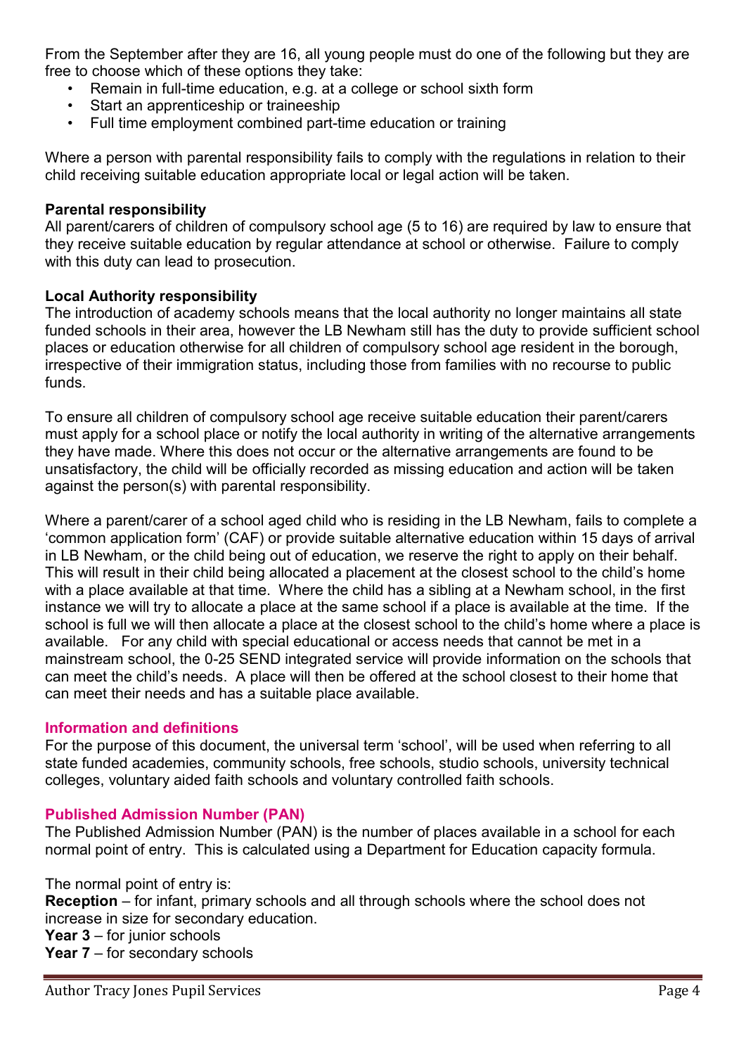From the September after they are 16, all young people must do one of the following but they are free to choose which of these options they take:

- Remain in full-time education, e.g. at a college or school sixth form
- Start an apprenticeship or traineeship
- Full time employment combined part-time education or training

Where a person with parental responsibility fails to comply with the regulations in relation to their child receiving suitable education appropriate local or legal action will be taken.

**Parental responsibility**
All parent/carers of children of compulsory school age (5 to 16) are required by law to ensure that they receive suitable education by regular attendance at school or otherwise. Failure to comply with this duty can lead to prosecution.

**Local Authority responsibility**
The introduction of academy schools means that the local authority no longer maintains all state funded schools in their area, however the LB Newham still has the duty to provide sufficient school places or education otherwise for all children of compulsory school age resident in the borough, irrespective of their immigration status, including those from families with no recourse to public funds.

To ensure all children of compulsory school age receive suitable education their parent/carers must apply for a school place or notify the local authority in writing of the alternative arrangements they have made. Where this does not occur or the alternative arrangements are found to be unsatisfactory, the child will be officially recorded as missing education and action will be taken against the person(s) with parental responsibility.

Where a parent/carer of a school aged child who is residing in the LB Newham, fails to complete a 'common application form' (CAF) or provide suitable alternative education within 15 days of arrival in LB Newham, or the child being out of education, we reserve the right to apply on their behalf. This will result in their child being allocated a placement at the closest school to the child's home with a place available at that time. Where the child has a sibling at a Newham school, in the first instance we will try to allocate a place at the same school if a place is available at the time. If the school is full we will then allocate a place at the closest school to the child's home where a place is available. For any child with special educational or access needs that cannot be met in a mainstream school, the 0-25 SEND integrated service will provide information on the schools that can meet the child's needs. A place will then be offered at the school closest to their home that can meet their needs and has a suitable place available.

## Information and definitions

For the purpose of this document, the universal term 'school', will be used when referring to all state funded academies, community schools, free schools, studio schools, university technical colleges, voluntary aided faith schools and voluntary controlled faith schools.

## Published Admission Number (PAN)

The Published Admission Number (PAN) is the number of places available in a school for each normal point of entry. This is calculated using a Department for Education capacity formula.

The normal point of entry is:
**Reception** – for infant, primary schools and all through schools where the school does not increase in size for secondary education.
**Year 3** – for junior schools
**Year 7** – for secondary schools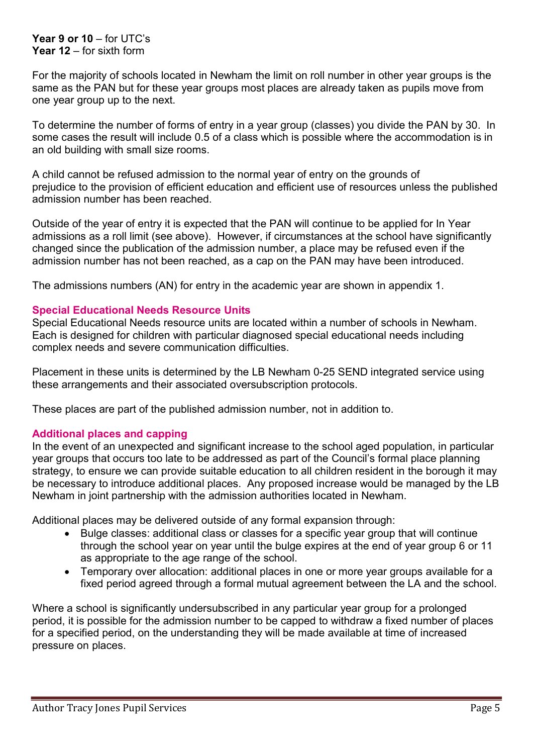**Year 9 or 10** – for UTC's
**Year 12** – for sixth form

For the majority of schools located in Newham the limit on roll number in other year groups is the same as the PAN but for these year groups most places are already taken as pupils move from one year group up to the next.

To determine the number of forms of entry in a year group (classes) you divide the PAN by 30. In some cases the result will include 0.5 of a class which is possible where the accommodation is in an old building with small size rooms.

A child cannot be refused admission to the normal year of entry on the grounds of prejudice to the provision of efficient education and efficient use of resources unless the published admission number has been reached.

Outside of the year of entry it is expected that the PAN will continue to be applied for In Year admissions as a roll limit (see above). However, if circumstances at the school have significantly changed since the publication of the admission number, a place may be refused even if the admission number has not been reached, as a cap on the PAN may have been introduced.

The admissions numbers (AN) for entry in the academic year are shown in appendix 1.

### Special Educational Needs Resource Units

Special Educational Needs resource units are located within a number of schools in Newham. Each is designed for children with particular diagnosed special educational needs including complex needs and severe communication difficulties.

Placement in these units is determined by the LB Newham 0-25 SEND integrated service using these arrangements and their associated oversubscription protocols.

These places are part of the published admission number, not in addition to.

### Additional places and capping

In the event of an unexpected and significant increase to the school aged population, in particular year groups that occurs too late to be addressed as part of the Council's formal place planning strategy, to ensure we can provide suitable education to all children resident in the borough it may be necessary to introduce additional places. Any proposed increase would be managed by the LB Newham in joint partnership with the admission authorities located in Newham.

Additional places may be delivered outside of any formal expansion through:

- Bulge classes: additional class or classes for a specific year group that will continue through the school year on year until the bulge expires at the end of year group 6 or 11 as appropriate to the age range of the school.
- Temporary over allocation: additional places in one or more year groups available for a fixed period agreed through a formal mutual agreement between the LA and the school.

Where a school is significantly undersubscribed in any particular year group for a prolonged period, it is possible for the admission number to be capped to withdraw a fixed number of places for a specified period, on the understanding they will be made available at time of increased pressure on places.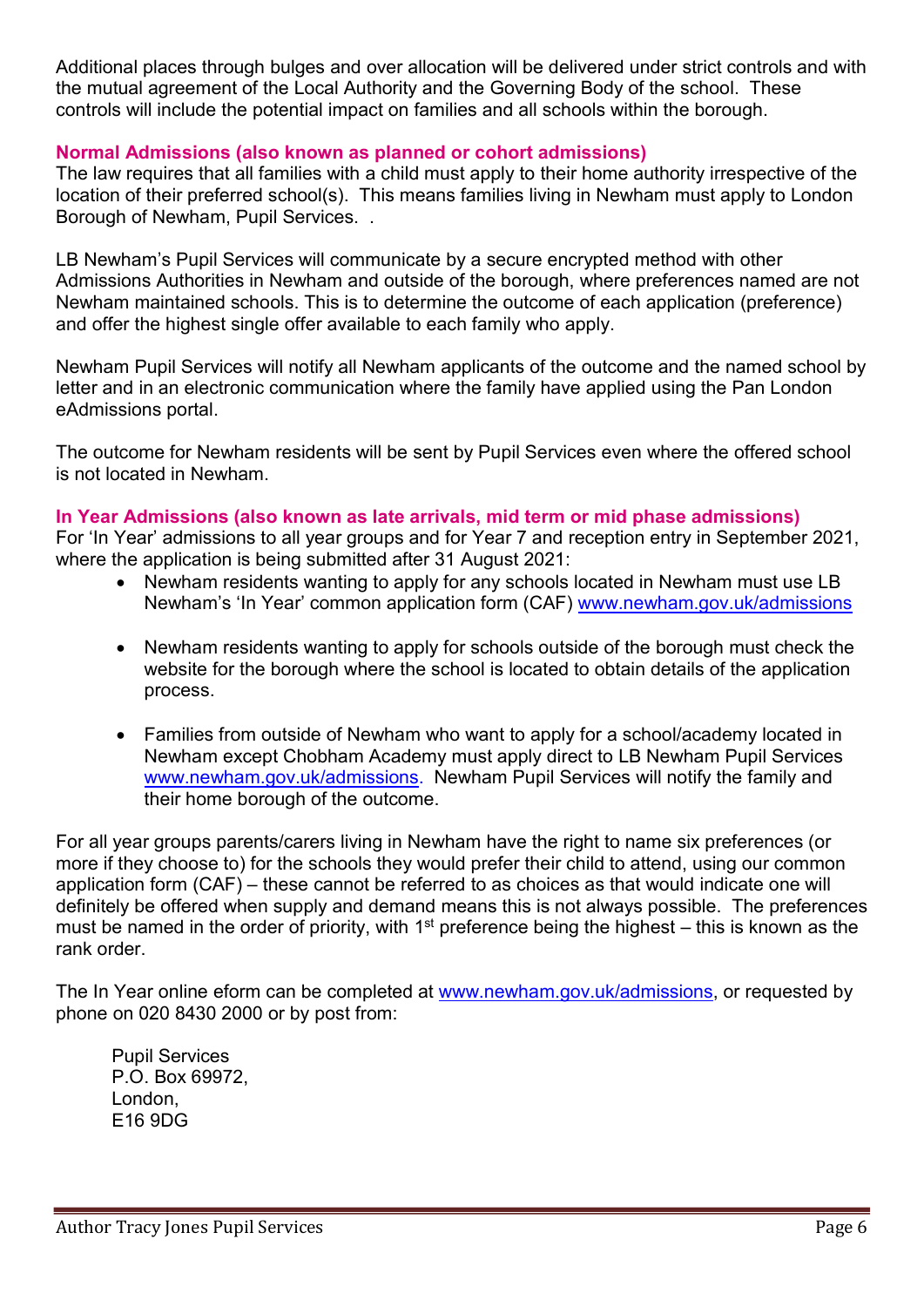Additional places through bulges and over allocation will be delivered under strict controls and with the mutual agreement of the Local Authority and the Governing Body of the school. These controls will include the potential impact on families and all schools within the borough.

### Normal Admissions (also known as planned or cohort admissions)

The law requires that all families with a child must apply to their home authority irrespective of the location of their preferred school(s). This means families living in Newham must apply to London Borough of Newham, Pupil Services. .

LB Newham's Pupil Services will communicate by a secure encrypted method with other Admissions Authorities in Newham and outside of the borough, where preferences named are not Newham maintained schools. This is to determine the outcome of each application (preference) and offer the highest single offer available to each family who apply.

Newham Pupil Services will notify all Newham applicants of the outcome and the named school by letter and in an electronic communication where the family have applied using the Pan London eAdmissions portal.

The outcome for Newham residents will be sent by Pupil Services even where the offered school is not located in Newham.

### In Year Admissions (also known as late arrivals, mid term or mid phase admissions)

For 'In Year' admissions to all year groups and for Year 7 and reception entry in September 2021, where the application is being submitted after 31 August 2021:

- Newham residents wanting to apply for any schools located in Newham must use LB Newham's 'In Year' common application form (CAF) www.newham.gov.uk/admissions
- Newham residents wanting to apply for schools outside of the borough must check the website for the borough where the school is located to obtain details of the application process.
- Families from outside of Newham who want to apply for a school/academy located in Newham except Chobham Academy must apply direct to LB Newham Pupil Services www.newham.gov.uk/admissions. Newham Pupil Services will notify the family and their home borough of the outcome.

For all year groups parents/carers living in Newham have the right to name six preferences (or more if they choose to) for the schools they would prefer their child to attend, using our common application form (CAF) – these cannot be referred to as choices as that would indicate one will definitely be offered when supply and demand means this is not always possible. The preferences must be named in the order of priority, with 1st preference being the highest – this is known as the rank order.

The In Year online eform can be completed at www.newham.gov.uk/admissions, or requested by phone on 020 8430 2000 or by post from:

Pupil Services  
P.O. Box 69972,  
London,  
E16 9DG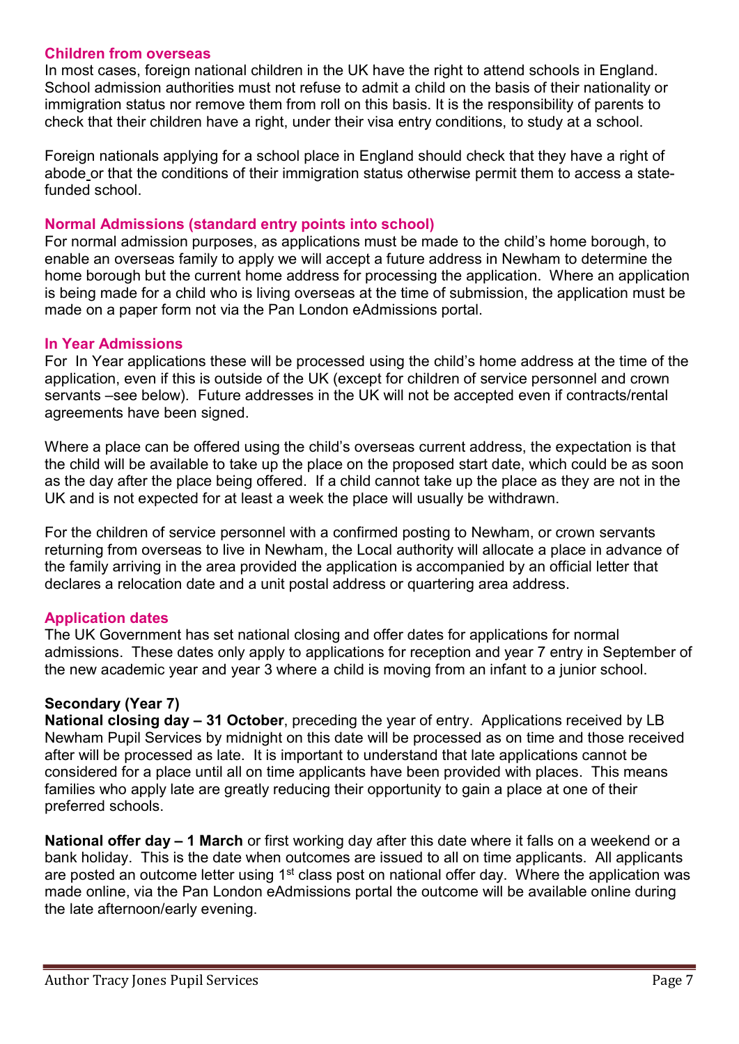## Children from overseas

In most cases, foreign national children in the UK have the right to attend schools in England. School admission authorities must not refuse to admit a child on the basis of their nationality or immigration status nor remove them from roll on this basis. It is the responsibility of parents to check that their children have a right, under their visa entry conditions, to study at a school.

Foreign nationals applying for a school place in England should check that they have a right of abode or that the conditions of their immigration status otherwise permit them to access a state-funded school.

## Normal Admissions (standard entry points into school)

For normal admission purposes, as applications must be made to the child's home borough, to enable an overseas family to apply we will accept a future address in Newham to determine the home borough but the current home address for processing the application. Where an application is being made for a child who is living overseas at the time of submission, the application must be made on a paper form not via the Pan London eAdmissions portal.

## In Year Admissions

For In Year applications these will be processed using the child's home address at the time of the application, even if this is outside of the UK (except for children of service personnel and crown servants –see below). Future addresses in the UK will not be accepted even if contracts/rental agreements have been signed.

Where a place can be offered using the child's overseas current address, the expectation is that the child will be available to take up the place on the proposed start date, which could be as soon as the day after the place being offered. If a child cannot take up the place as they are not in the UK and is not expected for at least a week the place will usually be withdrawn.

For the children of service personnel with a confirmed posting to Newham, or crown servants returning from overseas to live in Newham, the Local authority will allocate a place in advance of the family arriving in the area provided the application is accompanied by an official letter that declares a relocation date and a unit postal address or quartering area address.

## Application dates

The UK Government has set national closing and offer dates for applications for normal admissions. These dates only apply to applications for reception and year 7 entry in September of the new academic year and year 3 where a child is moving from an infant to a junior school.

### Secondary (Year 7)

**National closing day – 31 October**, preceding the year of entry. Applications received by LB Newham Pupil Services by midnight on this date will be processed as on time and those received after will be processed as late. It is important to understand that late applications cannot be considered for a place until all on time applicants have been provided with places. This means families who apply late are greatly reducing their opportunity to gain a place at one of their preferred schools.

**National offer day – 1 March** or first working day after this date where it falls on a weekend or a bank holiday. This is the date when outcomes are issued to all on time applicants. All applicants are posted an outcome letter using 1st class post on national offer day. Where the application was made online, via the Pan London eAdmissions portal the outcome will be available online during the late afternoon/early evening.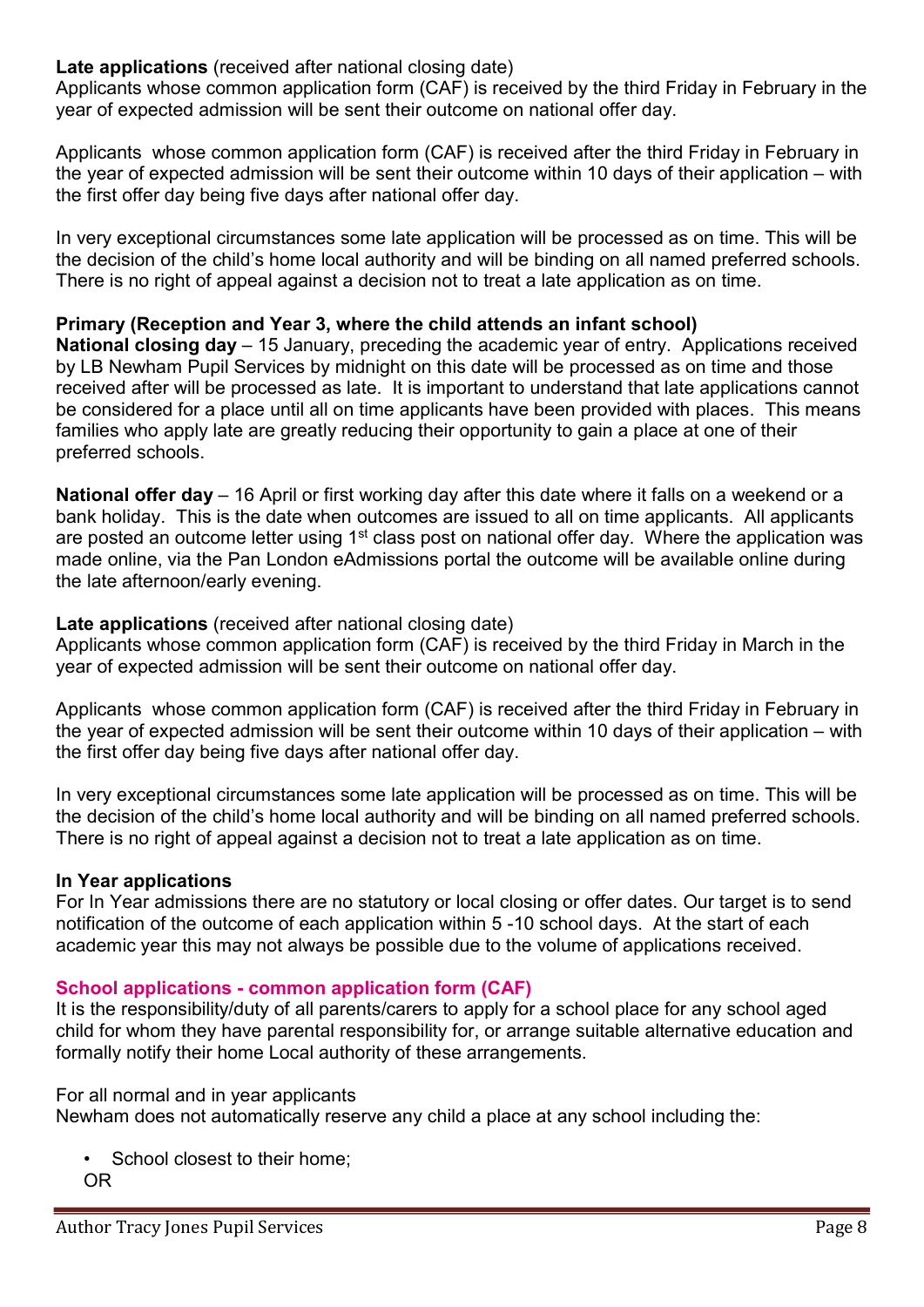**Late applications** (received after national closing date)
Applicants whose common application form (CAF) is received by the third Friday in February in the year of expected admission will be sent their outcome on national offer day.

Applicants whose common application form (CAF) is received after the third Friday in February in the year of expected admission will be sent their outcome within 10 days of their application – with the first offer day being five days after national offer day.

In very exceptional circumstances some late application will be processed as on time. This will be the decision of the child's home local authority and will be binding on all named preferred schools. There is no right of appeal against a decision not to treat a late application as on time.

**Primary (Reception and Year 3, where the child attends an infant school)**
**National closing day** – 15 January, preceding the academic year of entry. Applications received by LB Newham Pupil Services by midnight on this date will be processed as on time and those received after will be processed as late. It is important to understand that late applications cannot be considered for a place until all on time applicants have been provided with places. This means families who apply late are greatly reducing their opportunity to gain a place at one of their preferred schools.

**National offer day** – 16 April or first working day after this date where it falls on a weekend or a bank holiday. This is the date when outcomes are issued to all on time applicants. All applicants are posted an outcome letter using 1st class post on national offer day. Where the application was made online, via the Pan London eAdmissions portal the outcome will be available online during the late afternoon/early evening.

**Late applications** (received after national closing date)
Applicants whose common application form (CAF) is received by the third Friday in March in the year of expected admission will be sent their outcome on national offer day.

Applicants whose common application form (CAF) is received after the third Friday in February in the year of expected admission will be sent their outcome within 10 days of their application – with the first offer day being five days after national offer day.

In very exceptional circumstances some late application will be processed as on time. This will be the decision of the child's home local authority and will be binding on all named preferred schools. There is no right of appeal against a decision not to treat a late application as on time.

**In Year applications**
For In Year admissions there are no statutory or local closing or offer dates. Our target is to send notification of the outcome of each application within 5 -10 school days. At the start of each academic year this may not always be possible due to the volume of applications received.

**School applications - common application form (CAF)**
It is the responsibility/duty of all parents/carers to apply for a school place for any school aged child for whom they have parental responsibility for, or arrange suitable alternative education and formally notify their home Local authority of these arrangements.

For all normal and in year applicants
Newham does not automatically reserve any child a place at any school including the:

- School closest to their home;

OR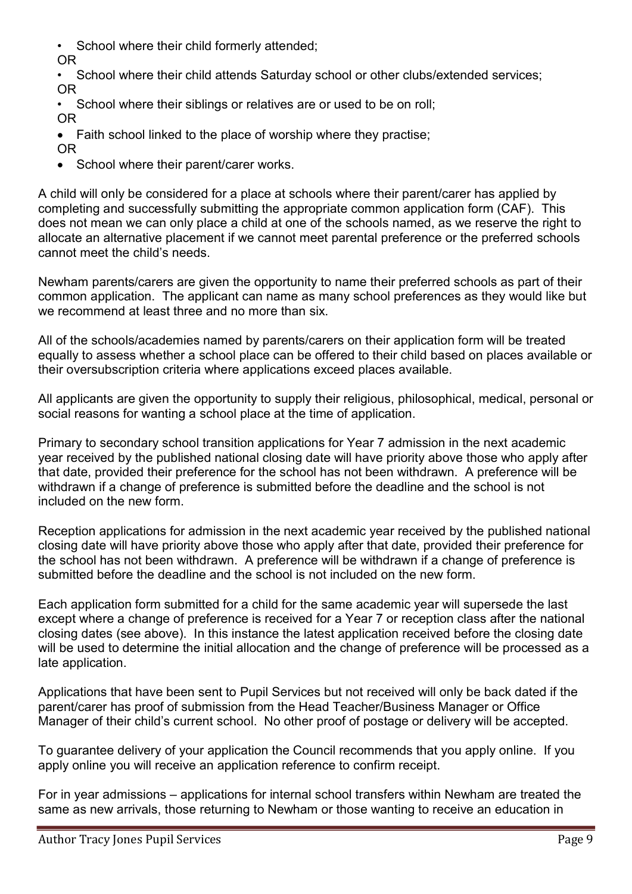- School where their child formerly attended;

OR

- School where their child attends Saturday school or other clubs/extended services;

OR

- School where their siblings or relatives are or used to be on roll;

OR

- Faith school linked to the place of worship where they practise;

OR

- School where their parent/carer works.

A child will only be considered for a place at schools where their parent/carer has applied by completing and successfully submitting the appropriate common application form (CAF). This does not mean we can only place a child at one of the schools named, as we reserve the right to allocate an alternative placement if we cannot meet parental preference or the preferred schools cannot meet the child's needs.

Newham parents/carers are given the opportunity to name their preferred schools as part of their common application. The applicant can name as many school preferences as they would like but we recommend at least three and no more than six.

All of the schools/academies named by parents/carers on their application form will be treated equally to assess whether a school place can be offered to their child based on places available or their oversubscription criteria where applications exceed places available.

All applicants are given the opportunity to supply their religious, philosophical, medical, personal or social reasons for wanting a school place at the time of application.

Primary to secondary school transition applications for Year 7 admission in the next academic year received by the published national closing date will have priority above those who apply after that date, provided their preference for the school has not been withdrawn. A preference will be withdrawn if a change of preference is submitted before the deadline and the school is not included on the new form.

Reception applications for admission in the next academic year received by the published national closing date will have priority above those who apply after that date, provided their preference for the school has not been withdrawn. A preference will be withdrawn if a change of preference is submitted before the deadline and the school is not included on the new form.

Each application form submitted for a child for the same academic year will supersede the last except where a change of preference is received for a Year 7 or reception class after the national closing dates (see above). In this instance the latest application received before the closing date will be used to determine the initial allocation and the change of preference will be processed as a late application.

Applications that have been sent to Pupil Services but not received will only be back dated if the parent/carer has proof of submission from the Head Teacher/Business Manager or Office Manager of their child's current school. No other proof of postage or delivery will be accepted.

To guarantee delivery of your application the Council recommends that you apply online. If you apply online you will receive an application reference to confirm receipt.

For in year admissions – applications for internal school transfers within Newham are treated the same as new arrivals, those returning to Newham or those wanting to receive an education in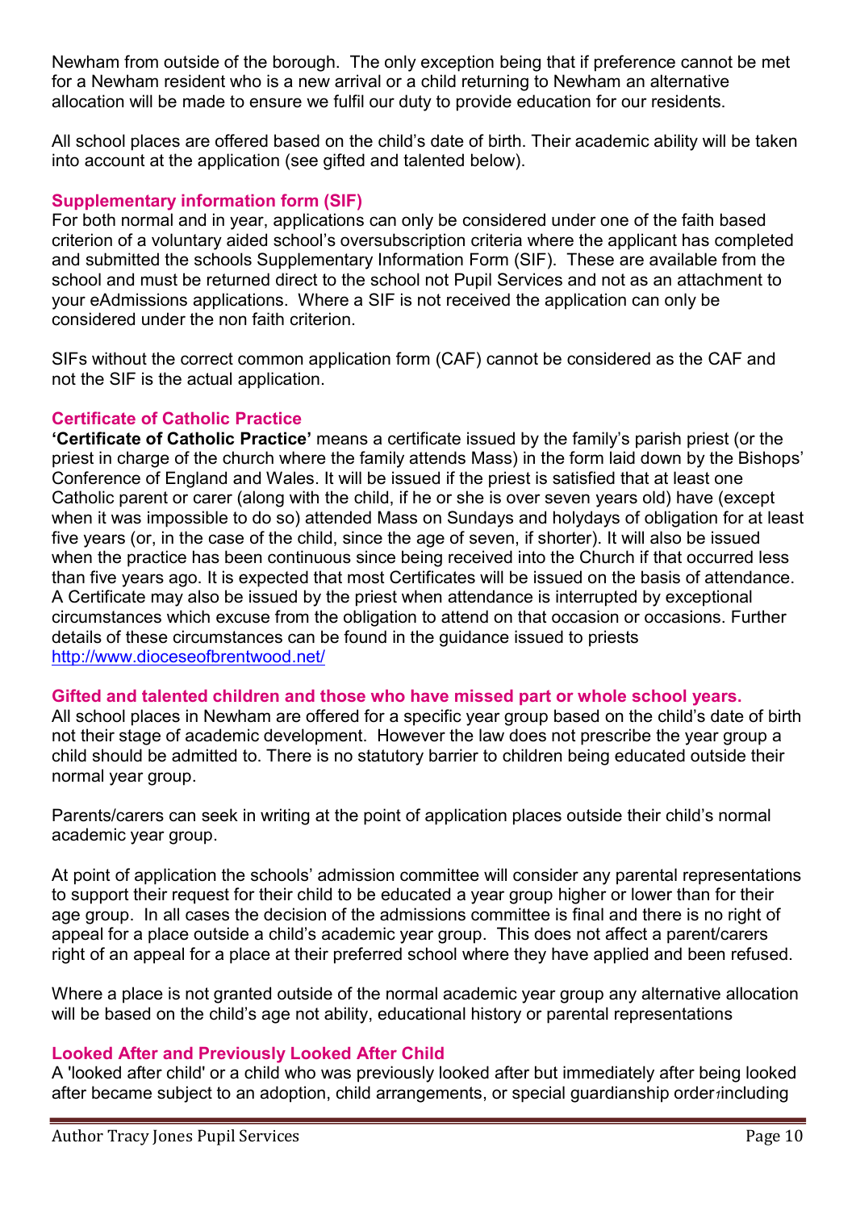Newham from outside of the borough. The only exception being that if preference cannot be met for a Newham resident who is a new arrival or a child returning to Newham an alternative allocation will be made to ensure we fulfil our duty to provide education for our residents.

All school places are offered based on the child's date of birth. Their academic ability will be taken into account at the application (see gifted and talented below).

### Supplementary information form (SIF)

For both normal and in year, applications can only be considered under one of the faith based criterion of a voluntary aided school's oversubscription criteria where the applicant has completed and submitted the schools Supplementary Information Form (SIF). These are available from the school and must be returned direct to the school not Pupil Services and not as an attachment to your eAdmissions applications. Where a SIF is not received the application can only be considered under the non faith criterion.

SIFs without the correct common application form (CAF) cannot be considered as the CAF and not the SIF is the actual application.

### Certificate of Catholic Practice

**'Certificate of Catholic Practice'** means a certificate issued by the family's parish priest (or the priest in charge of the church where the family attends Mass) in the form laid down by the Bishops' Conference of England and Wales. It will be issued if the priest is satisfied that at least one Catholic parent or carer (along with the child, if he or she is over seven years old) have (except when it was impossible to do so) attended Mass on Sundays and holydays of obligation for at least five years (or, in the case of the child, since the age of seven, if shorter). It will also be issued when the practice has been continuous since being received into the Church if that occurred less than five years ago. It is expected that most Certificates will be issued on the basis of attendance. A Certificate may also be issued by the priest when attendance is interrupted by exceptional circumstances which excuse from the obligation to attend on that occasion or occasions. Further details of these circumstances can be found in the guidance issued to priests http://www.dioceseofbrentwood.net/

### Gifted and talented children and those who have missed part or whole school years.

All school places in Newham are offered for a specific year group based on the child's date of birth not their stage of academic development. However the law does not prescribe the year group a child should be admitted to. There is no statutory barrier to children being educated outside their normal year group.

Parents/carers can seek in writing at the point of application places outside their child's normal academic year group.

At point of application the schools' admission committee will consider any parental representations to support their request for their child to be educated a year group higher or lower than for their age group. In all cases the decision of the admissions committee is final and there is no right of appeal for a place outside a child's academic year group. This does not affect a parent/carers right of an appeal for a place at their preferred school where they have applied and been refused.

Where a place is not granted outside of the normal academic year group any alternative allocation will be based on the child's age not ability, educational history or parental representations

### Looked After and Previously Looked After Child

A 'looked after child' or a child who was previously looked after but immediately after being looked after became subject to an adoption, child arrangements, or special guardianship order[1] including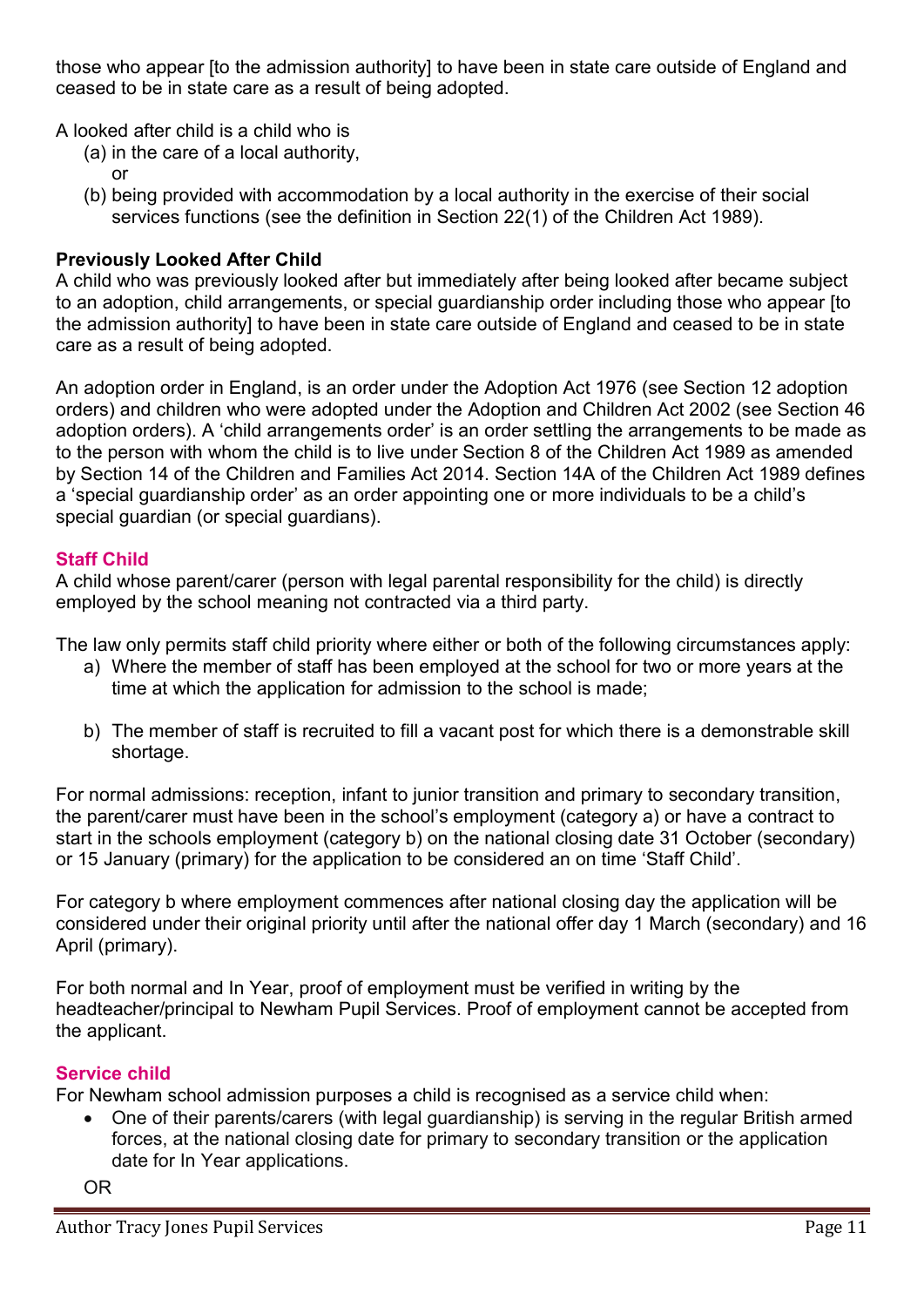those who appear [to the admission authority] to have been in state care outside of England and ceased to be in state care as a result of being adopted.

A looked after child is a child who is

(a) in the care of a local authority,
   or
(b) being provided with accommodation by a local authority in the exercise of their social services functions (see the definition in Section 22(1) of the Children Act 1989).

**Previously Looked After Child**

A child who was previously looked after but immediately after being looked after became subject to an adoption, child arrangements, or special guardianship order including those who appear [to the admission authority] to have been in state care outside of England and ceased to be in state care as a result of being adopted.

An adoption order in England, is an order under the Adoption Act 1976 (see Section 12 adoption orders) and children who were adopted under the Adoption and Children Act 2002 (see Section 46 adoption orders). A 'child arrangements order' is an order settling the arrangements to be made as to the person with whom the child is to live under Section 8 of the Children Act 1989 as amended by Section 14 of the Children and Families Act 2014. Section 14A of the Children Act 1989 defines a 'special guardianship order' as an order appointing one or more individuals to be a child's special guardian (or special guardians).

### Staff Child

A child whose parent/carer (person with legal parental responsibility for the child) is directly employed by the school meaning not contracted via a third party.

The law only permits staff child priority where either or both of the following circumstances apply:

a) Where the member of staff has been employed at the school for two or more years at the time at which the application for admission to the school is made;

b) The member of staff is recruited to fill a vacant post for which there is a demonstrable skill shortage.

For normal admissions: reception, infant to junior transition and primary to secondary transition, the parent/carer must have been in the school's employment (category a) or have a contract to start in the schools employment (category b) on the national closing date 31 October (secondary) or 15 January (primary) for the application to be considered an on time 'Staff Child'.

For category b where employment commences after national closing day the application will be considered under their original priority until after the national offer day 1 March (secondary) and 16 April (primary).

For both normal and In Year, proof of employment must be verified in writing by the headteacher/principal to Newham Pupil Services. Proof of employment cannot be accepted from the applicant.

### Service child

For Newham school admission purposes a child is recognised as a service child when:

- One of their parents/carers (with legal guardianship) is serving in the regular British armed forces, at the national closing date for primary to secondary transition or the application date for In Year applications.

OR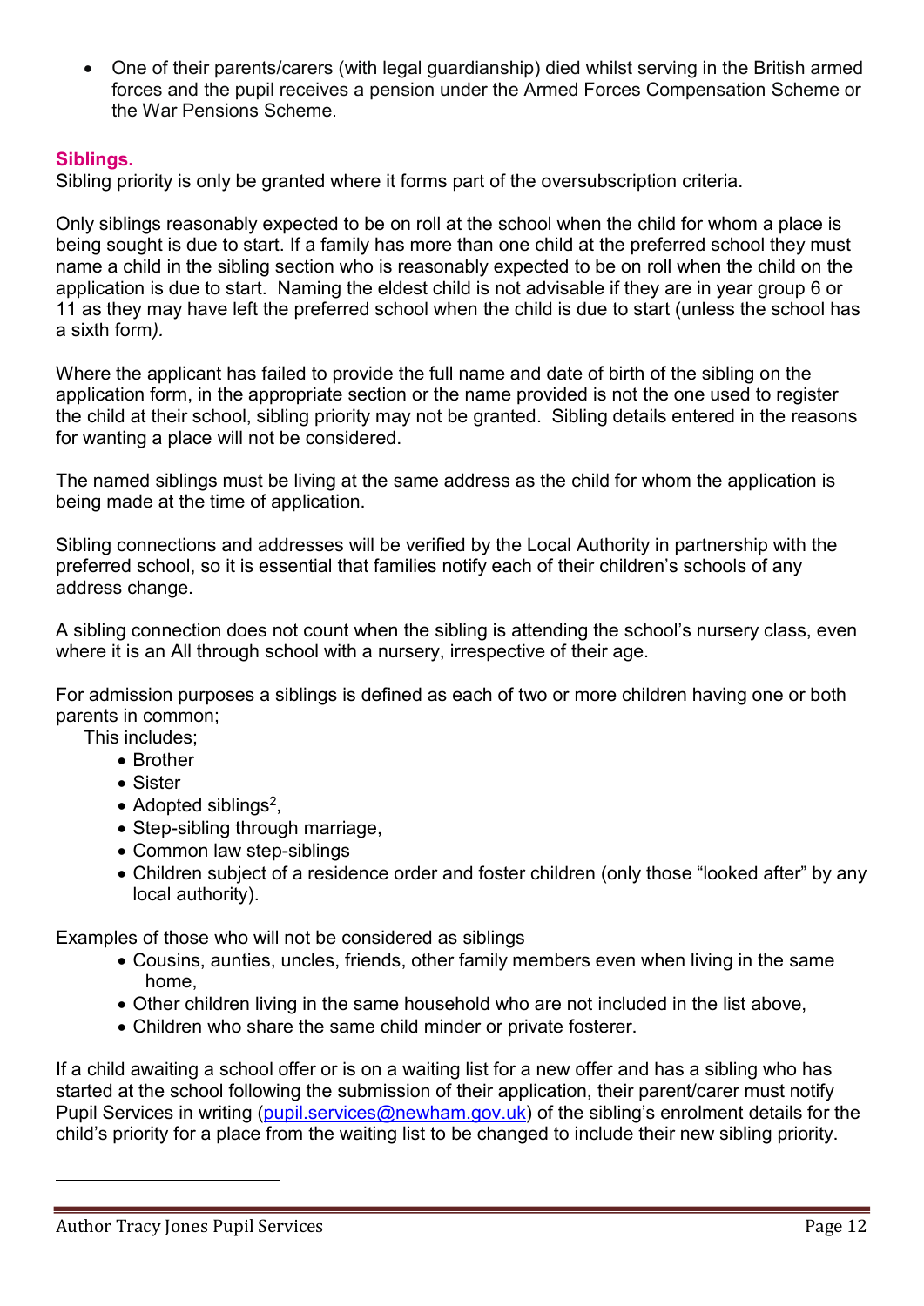- One of their parents/carers (with legal guardianship) died whilst serving in the British armed forces and the pupil receives a pension under the Armed Forces Compensation Scheme or the War Pensions Scheme.

**Siblings.**

Sibling priority is only be granted where it forms part of the oversubscription criteria.

Only siblings reasonably expected to be on roll at the school when the child for whom a place is being sought is due to start. If a family has more than one child at the preferred school they must name a child in the sibling section who is reasonably expected to be on roll when the child on the application is due to start. Naming the eldest child is not advisable if they are in year group 6 or 11 as they may have left the preferred school when the child is due to start (unless the school has a sixth form*).*

Where the applicant has failed to provide the full name and date of birth of the sibling on the application form, in the appropriate section or the name provided is not the one used to register the child at their school, sibling priority may not be granted. Sibling details entered in the reasons for wanting a place will not be considered.

The named siblings must be living at the same address as the child for whom the application is being made at the time of application.

Sibling connections and addresses will be verified by the Local Authority in partnership with the preferred school, so it is essential that families notify each of their children's schools of any address change.

A sibling connection does not count when the sibling is attending the school's nursery class, even where it is an All through school with a nursery, irrespective of their age.

For admission purposes a siblings is defined as each of two or more children having one or both parents in common;

This includes;

- Brother
- Sister
- Adopted siblings[2],
- Step-sibling through marriage,
- Common law step-siblings
- Children subject of a residence order and foster children (only those "looked after" by any local authority).

Examples of those who will not be considered as siblings

- Cousins, aunties, uncles, friends, other family members even when living in the same home,
- Other children living in the same household who are not included in the list above,
- Children who share the same child minder or private fosterer.

If a child awaiting a school offer or is on a waiting list for a new offer and has a sibling who has started at the school following the submission of their application, their parent/carer must notify Pupil Services in writing (pupil.services@newham.gov.uk) of the sibling's enrolment details for the child's priority for a place from the waiting list to be changed to include their new sibling priority.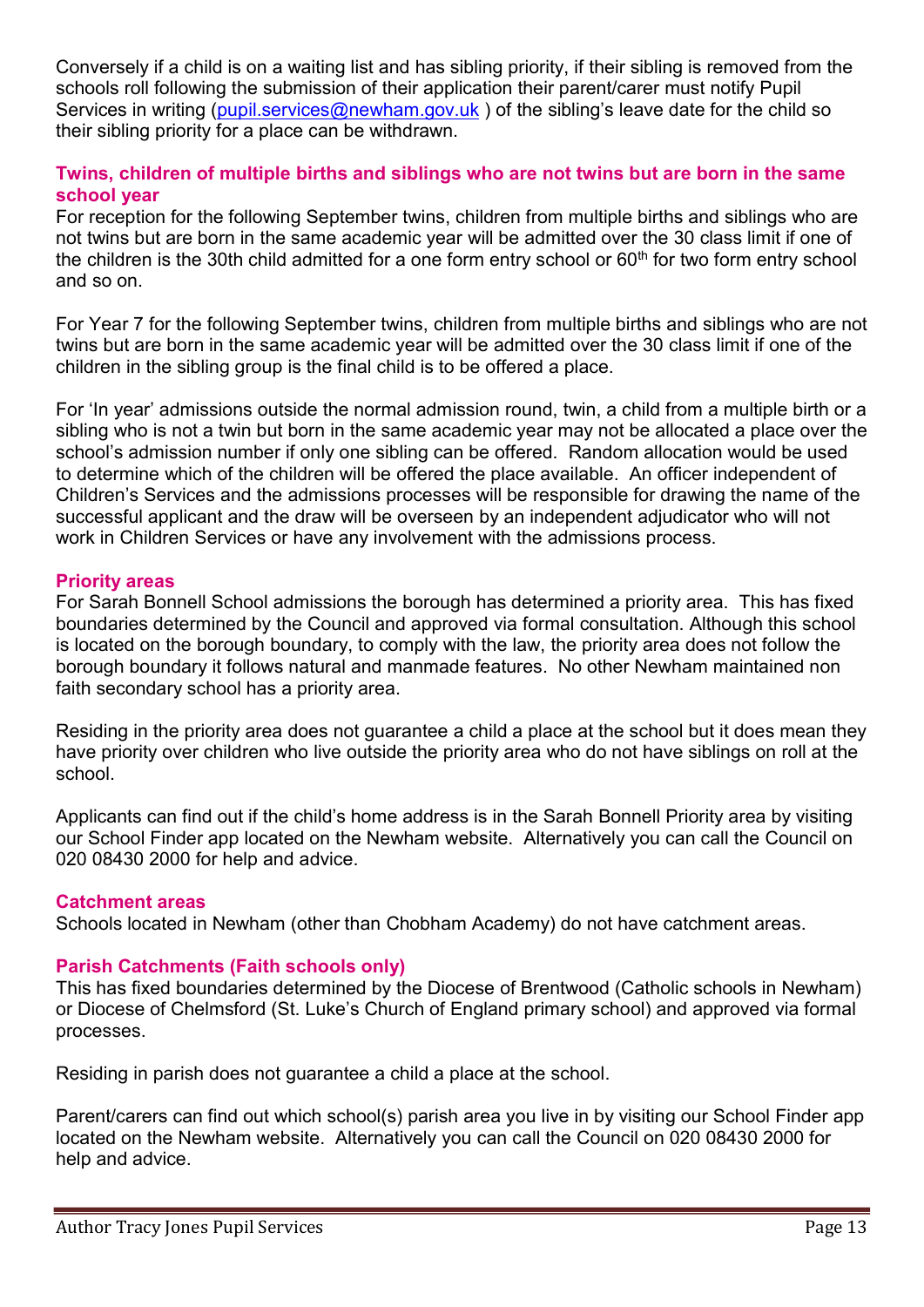Conversely if a child is on a waiting list and has sibling priority, if their sibling is removed from the schools roll following the submission of their application their parent/carer must notify Pupil Services in writing (pupil.services@newham.gov.uk ) of the sibling's leave date for the child so their sibling priority for a place can be withdrawn.

### Twins, children of multiple births and siblings who are not twins but are born in the same school year

For reception for the following September twins, children from multiple births and siblings who are not twins but are born in the same academic year will be admitted over the 30 class limit if one of the children is the 30th child admitted for a one form entry school or 60th for two form entry school and so on.

For Year 7 for the following September twins, children from multiple births and siblings who are not twins but are born in the same academic year will be admitted over the 30 class limit if one of the children in the sibling group is the final child is to be offered a place.

For 'In year' admissions outside the normal admission round, twin, a child from a multiple birth or a sibling who is not a twin but born in the same academic year may not be allocated a place over the school's admission number if only one sibling can be offered. Random allocation would be used to determine which of the children will be offered the place available. An officer independent of Children's Services and the admissions processes will be responsible for drawing the name of the successful applicant and the draw will be overseen by an independent adjudicator who will not work in Children Services or have any involvement with the admissions process.

### Priority areas

For Sarah Bonnell School admissions the borough has determined a priority area. This has fixed boundaries determined by the Council and approved via formal consultation. Although this school is located on the borough boundary, to comply with the law, the priority area does not follow the borough boundary it follows natural and manmade features. No other Newham maintained non faith secondary school has a priority area.

Residing in the priority area does not guarantee a child a place at the school but it does mean they have priority over children who live outside the priority area who do not have siblings on roll at the school.

Applicants can find out if the child's home address is in the Sarah Bonnell Priority area by visiting our School Finder app located on the Newham website. Alternatively you can call the Council on 020 08430 2000 for help and advice.

### Catchment areas

Schools located in Newham (other than Chobham Academy) do not have catchment areas.

### Parish Catchments (Faith schools only)

This has fixed boundaries determined by the Diocese of Brentwood (Catholic schools in Newham) or Diocese of Chelmsford (St. Luke's Church of England primary school) and approved via formal processes.

Residing in parish does not guarantee a child a place at the school.

Parent/carers can find out which school(s) parish area you live in by visiting our School Finder app located on the Newham website. Alternatively you can call the Council on 020 08430 2000 for help and advice.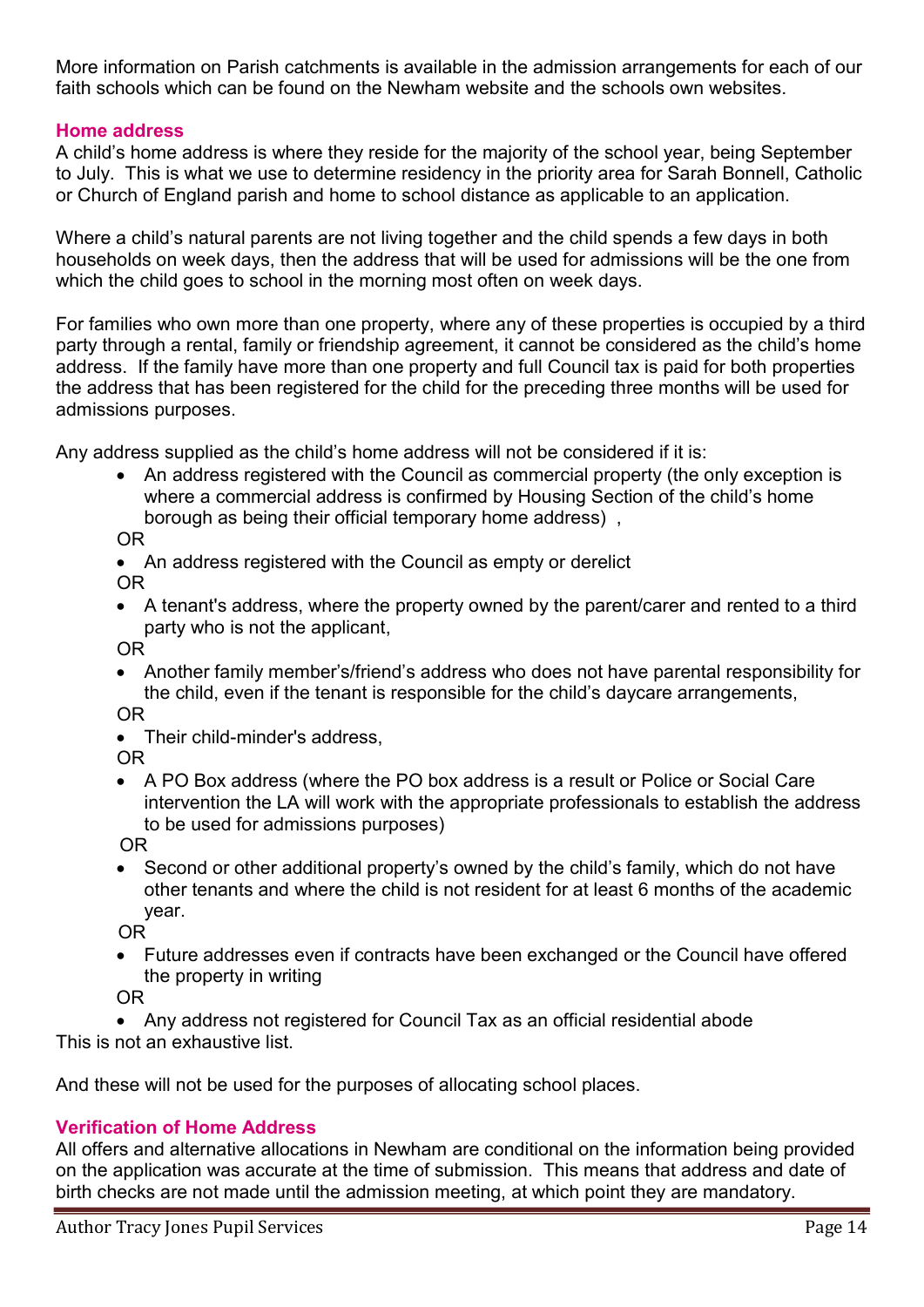More information on Parish catchments is available in the admission arrangements for each of our faith schools which can be found on the Newham website and the schools own websites.

### Home address

A child's home address is where they reside for the majority of the school year, being September to July. This is what we use to determine residency in the priority area for Sarah Bonnell, Catholic or Church of England parish and home to school distance as applicable to an application.

Where a child's natural parents are not living together and the child spends a few days in both households on week days, then the address that will be used for admissions will be the one from which the child goes to school in the morning most often on week days.

For families who own more than one property, where any of these properties is occupied by a third party through a rental, family or friendship agreement, it cannot be considered as the child's home address. If the family have more than one property and full Council tax is paid for both properties the address that has been registered for the child for the preceding three months will be used for admissions purposes.

Any address supplied as the child's home address will not be considered if it is:

- An address registered with the Council as commercial property (the only exception is where a commercial address is confirmed by Housing Section of the child's home borough as being their official temporary home address) ,

OR

- An address registered with the Council as empty or derelict

OR

- A tenant's address, where the property owned by the parent/carer and rented to a third party who is not the applicant,

OR

- Another family member's/friend's address who does not have parental responsibility for the child, even if the tenant is responsible for the child's daycare arrangements,

OR

- Their child-minder's address,

OR

- A PO Box address (where the PO box address is a result or Police or Social Care intervention the LA will work with the appropriate professionals to establish the address to be used for admissions purposes)

OR

- Second or other additional property's owned by the child's family, which do not have other tenants and where the child is not resident for at least 6 months of the academic year.

OR

- Future addresses even if contracts have been exchanged or the Council have offered the property in writing

OR

- Any address not registered for Council Tax as an official residential abode

This is not an exhaustive list.

And these will not be used for the purposes of allocating school places.

### Verification of Home Address

All offers and alternative allocations in Newham are conditional on the information being provided on the application was accurate at the time of submission. This means that address and date of birth checks are not made until the admission meeting, at which point they are mandatory.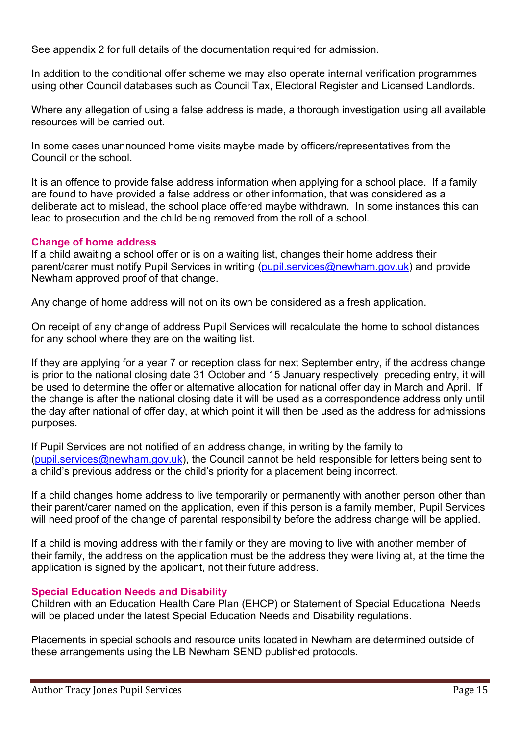See appendix 2 for full details of the documentation required for admission.

In addition to the conditional offer scheme we may also operate internal verification programmes using other Council databases such as Council Tax, Electoral Register and Licensed Landlords.

Where any allegation of using a false address is made, a thorough investigation using all available resources will be carried out.

In some cases unannounced home visits maybe made by officers/representatives from the Council or the school.

It is an offence to provide false address information when applying for a school place. If a family are found to have provided a false address or other information, that was considered as a deliberate act to mislead, the school place offered maybe withdrawn. In some instances this can lead to prosecution and the child being removed from the roll of a school.

### Change of home address

If a child awaiting a school offer or is on a waiting list, changes their home address their parent/carer must notify Pupil Services in writing (pupil.services@newham.gov.uk) and provide Newham approved proof of that change.

Any change of home address will not on its own be considered as a fresh application.

On receipt of any change of address Pupil Services will recalculate the home to school distances for any school where they are on the waiting list.

If they are applying for a year 7 or reception class for next September entry, if the address change is prior to the national closing date 31 October and 15 January respectively preceding entry, it will be used to determine the offer or alternative allocation for national offer day in March and April. If the change is after the national closing date it will be used as a correspondence address only until the day after national of offer day, at which point it will then be used as the address for admissions purposes.

If Pupil Services are not notified of an address change, in writing by the family to (pupil.services@newham.gov.uk), the Council cannot be held responsible for letters being sent to a child's previous address or the child's priority for a placement being incorrect.

If a child changes home address to live temporarily or permanently with another person other than their parent/carer named on the application, even if this person is a family member, Pupil Services will need proof of the change of parental responsibility before the address change will be applied.

If a child is moving address with their family or they are moving to live with another member of their family, the address on the application must be the address they were living at, at the time the application is signed by the applicant, not their future address.

### Special Education Needs and Disability

Children with an Education Health Care Plan (EHCP) or Statement of Special Educational Needs will be placed under the latest Special Education Needs and Disability regulations.

Placements in special schools and resource units located in Newham are determined outside of these arrangements using the LB Newham SEND published protocols.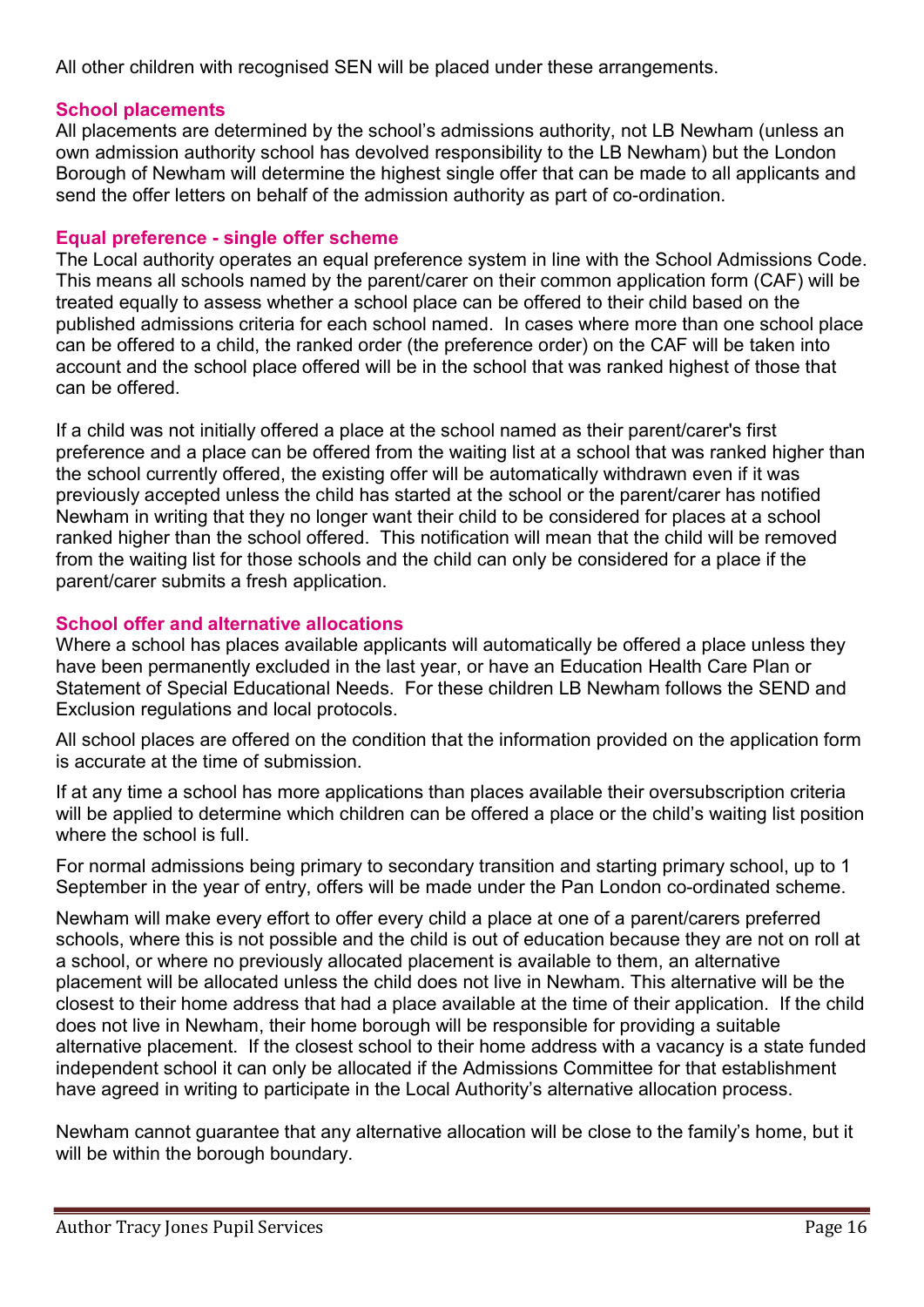All other children with recognised SEN will be placed under these arrangements.

### School placements

All placements are determined by the school's admissions authority, not LB Newham (unless an own admission authority school has devolved responsibility to the LB Newham) but the London Borough of Newham will determine the highest single offer that can be made to all applicants and send the offer letters on behalf of the admission authority as part of co-ordination.

### Equal preference - single offer scheme

The Local authority operates an equal preference system in line with the School Admissions Code. This means all schools named by the parent/carer on their common application form (CAF) will be treated equally to assess whether a school place can be offered to their child based on the published admissions criteria for each school named. In cases where more than one school place can be offered to a child, the ranked order (the preference order) on the CAF will be taken into account and the school place offered will be in the school that was ranked highest of those that can be offered.

If a child was not initially offered a place at the school named as their parent/carer's first preference and a place can be offered from the waiting list at a school that was ranked higher than the school currently offered, the existing offer will be automatically withdrawn even if it was previously accepted unless the child has started at the school or the parent/carer has notified Newham in writing that they no longer want their child to be considered for places at a school ranked higher than the school offered. This notification will mean that the child will be removed from the waiting list for those schools and the child can only be considered for a place if the parent/carer submits a fresh application.

### School offer and alternative allocations

Where a school has places available applicants will automatically be offered a place unless they have been permanently excluded in the last year, or have an Education Health Care Plan or Statement of Special Educational Needs. For these children LB Newham follows the SEND and Exclusion regulations and local protocols.

All school places are offered on the condition that the information provided on the application form is accurate at the time of submission.

If at any time a school has more applications than places available their oversubscription criteria will be applied to determine which children can be offered a place or the child's waiting list position where the school is full.

For normal admissions being primary to secondary transition and starting primary school, up to 1 September in the year of entry, offers will be made under the Pan London co-ordinated scheme.

Newham will make every effort to offer every child a place at one of a parent/carers preferred schools, where this is not possible and the child is out of education because they are not on roll at a school, or where no previously allocated placement is available to them, an alternative placement will be allocated unless the child does not live in Newham. This alternative will be the closest to their home address that had a place available at the time of their application. If the child does not live in Newham, their home borough will be responsible for providing a suitable alternative placement. If the closest school to their home address with a vacancy is a state funded independent school it can only be allocated if the Admissions Committee for that establishment have agreed in writing to participate in the Local Authority's alternative allocation process.

Newham cannot guarantee that any alternative allocation will be close to the family's home, but it will be within the borough boundary.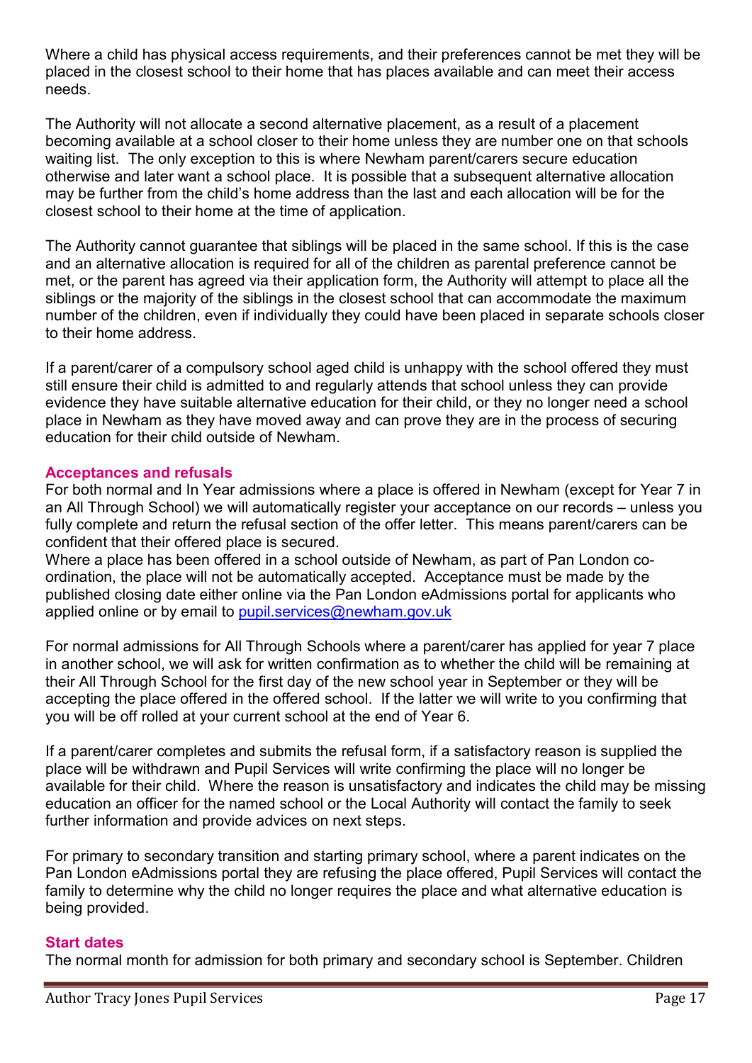Where a child has physical access requirements, and their preferences cannot be met they will be placed in the closest school to their home that has places available and can meet their access needs.

The Authority will not allocate a second alternative placement, as a result of a placement becoming available at a school closer to their home unless they are number one on that schools waiting list. The only exception to this is where Newham parent/carers secure education otherwise and later want a school place. It is possible that a subsequent alternative allocation may be further from the child's home address than the last and each allocation will be for the closest school to their home at the time of application.

The Authority cannot guarantee that siblings will be placed in the same school. If this is the case and an alternative allocation is required for all of the children as parental preference cannot be met, or the parent has agreed via their application form, the Authority will attempt to place all the siblings or the majority of the siblings in the closest school that can accommodate the maximum number of the children, even if individually they could have been placed in separate schools closer to their home address.

If a parent/carer of a compulsory school aged child is unhappy with the school offered they must still ensure their child is admitted to and regularly attends that school unless they can provide evidence they have suitable alternative education for their child, or they no longer need a school place in Newham as they have moved away and can prove they are in the process of securing education for their child outside of Newham.

### Acceptances and refusals

For both normal and In Year admissions where a place is offered in Newham (except for Year 7 in an All Through School) we will automatically register your acceptance on our records – unless you fully complete and return the refusal section of the offer letter. This means parent/carers can be confident that their offered place is secured.

Where a place has been offered in a school outside of Newham, as part of Pan London co-ordination, the place will not be automatically accepted. Acceptance must be made by the published closing date either online via the Pan London eAdmissions portal for applicants who applied online or by email to pupil.services@newham.gov.uk

For normal admissions for All Through Schools where a parent/carer has applied for year 7 place in another school, we will ask for written confirmation as to whether the child will be remaining at their All Through School for the first day of the new school year in September or they will be accepting the place offered in the offered school. If the latter we will write to you confirming that you will be off rolled at your current school at the end of Year 6.

If a parent/carer completes and submits the refusal form, if a satisfactory reason is supplied the place will be withdrawn and Pupil Services will write confirming the place will no longer be available for their child. Where the reason is unsatisfactory and indicates the child may be missing education an officer for the named school or the Local Authority will contact the family to seek further information and provide advices on next steps.

For primary to secondary transition and starting primary school, where a parent indicates on the Pan London eAdmissions portal they are refusing the place offered, Pupil Services will contact the family to determine why the child no longer requires the place and what alternative education is being provided.

### Start dates

The normal month for admission for both primary and secondary school is September. Children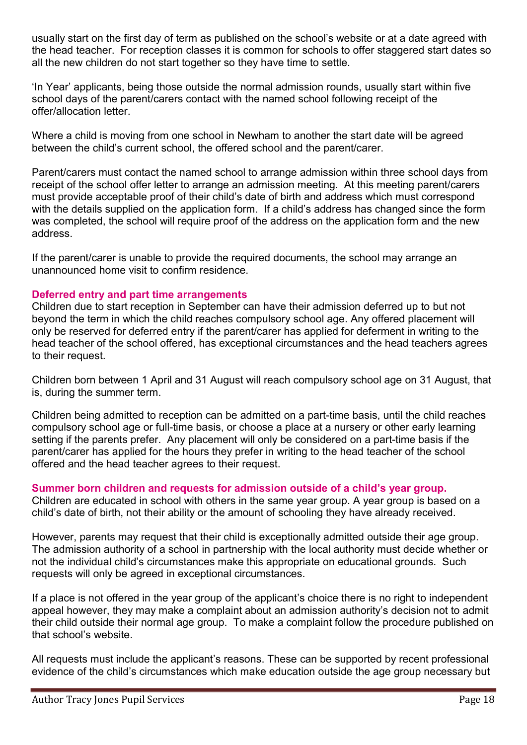usually start on the first day of term as published on the school's website or at a date agreed with the head teacher. For reception classes it is common for schools to offer staggered start dates so all the new children do not start together so they have time to settle.

'In Year' applicants, being those outside the normal admission rounds, usually start within five school days of the parent/carers contact with the named school following receipt of the offer/allocation letter.

Where a child is moving from one school in Newham to another the start date will be agreed between the child's current school, the offered school and the parent/carer.

Parent/carers must contact the named school to arrange admission within three school days from receipt of the school offer letter to arrange an admission meeting. At this meeting parent/carers must provide acceptable proof of their child's date of birth and address which must correspond with the details supplied on the application form. If a child's address has changed since the form was completed, the school will require proof of the address on the application form and the new address.

If the parent/carer is unable to provide the required documents, the school may arrange an unannounced home visit to confirm residence.

### Deferred entry and part time arrangements

Children due to start reception in September can have their admission deferred up to but not beyond the term in which the child reaches compulsory school age. Any offered placement will only be reserved for deferred entry if the parent/carer has applied for deferment in writing to the head teacher of the school offered, has exceptional circumstances and the head teachers agrees to their request.

Children born between 1 April and 31 August will reach compulsory school age on 31 August, that is, during the summer term.

Children being admitted to reception can be admitted on a part-time basis, until the child reaches compulsory school age or full-time basis, or choose a place at a nursery or other early learning setting if the parents prefer. Any placement will only be considered on a part-time basis if the parent/carer has applied for the hours they prefer in writing to the head teacher of the school offered and the head teacher agrees to their request.

### Summer born children and requests for admission outside of a child's year group.

Children are educated in school with others in the same year group. A year group is based on a child's date of birth, not their ability or the amount of schooling they have already received.

However, parents may request that their child is exceptionally admitted outside their age group. The admission authority of a school in partnership with the local authority must decide whether or not the individual child's circumstances make this appropriate on educational grounds. Such requests will only be agreed in exceptional circumstances.

If a place is not offered in the year group of the applicant's choice there is no right to independent appeal however, they may make a complaint about an admission authority's decision not to admit their child outside their normal age group. To make a complaint follow the procedure published on that school's website.

All requests must include the applicant's reasons. These can be supported by recent professional evidence of the child's circumstances which make education outside the age group necessary but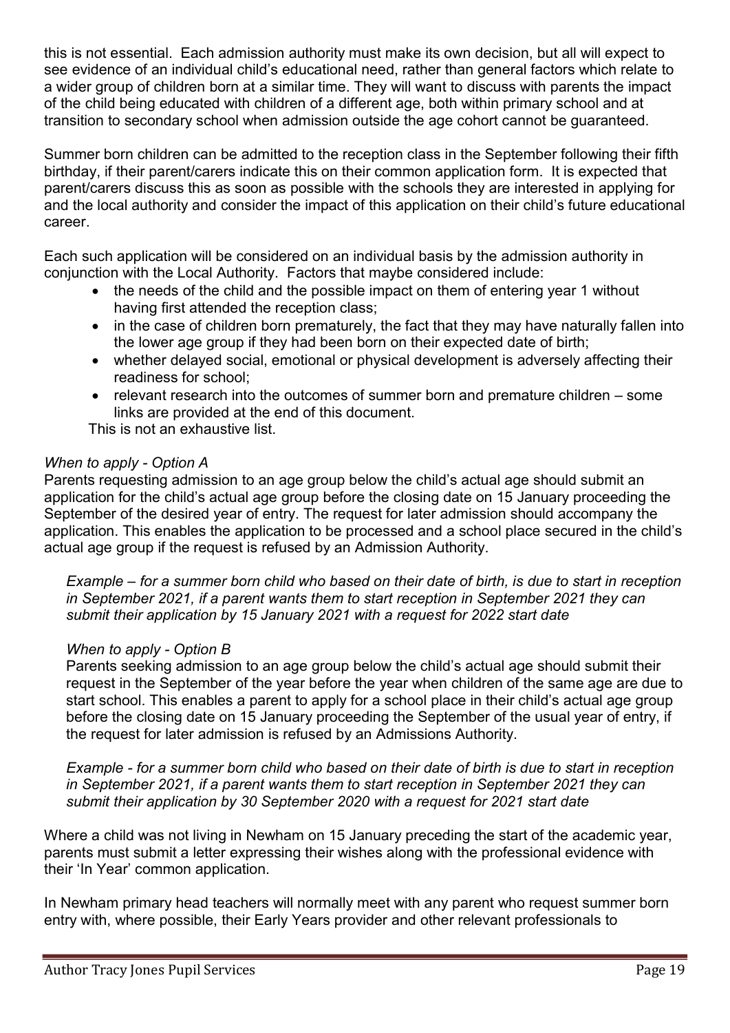this is not essential. Each admission authority must make its own decision, but all will expect to see evidence of an individual child's educational need, rather than general factors which relate to a wider group of children born at a similar time. They will want to discuss with parents the impact of the child being educated with children of a different age, both within primary school and at transition to secondary school when admission outside the age cohort cannot be guaranteed.

Summer born children can be admitted to the reception class in the September following their fifth birthday, if their parent/carers indicate this on their common application form. It is expected that parent/carers discuss this as soon as possible with the schools they are interested in applying for and the local authority and consider the impact of this application on their child's future educational career.

Each such application will be considered on an individual basis by the admission authority in conjunction with the Local Authority. Factors that maybe considered include:

- the needs of the child and the possible impact on them of entering year 1 without having first attended the reception class;
- in the case of children born prematurely, the fact that they may have naturally fallen into the lower age group if they had been born on their expected date of birth;
- whether delayed social, emotional or physical development is adversely affecting their readiness for school;
- relevant research into the outcomes of summer born and premature children – some links are provided at the end of this document.

This is not an exhaustive list.

*When to apply - Option A*

Parents requesting admission to an age group below the child's actual age should submit an application for the child's actual age group before the closing date on 15 January proceeding the September of the desired year of entry. The request for later admission should accompany the application. This enables the application to be processed and a school place secured in the child's actual age group if the request is refused by an Admission Authority.

*Example – for a summer born child who based on their date of birth, is due to start in reception in September 2021, if a parent wants them to start reception in September 2021 they can submit their application by 15 January 2021 with a request for 2022 start date*

*When to apply - Option B*

Parents seeking admission to an age group below the child's actual age should submit their request in the September of the year before the year when children of the same age are due to start school. This enables a parent to apply for a school place in their child's actual age group before the closing date on 15 January proceeding the September of the usual year of entry, if the request for later admission is refused by an Admissions Authority.

*Example - for a summer born child who based on their date of birth is due to start in reception in September 2021, if a parent wants them to start reception in September 2021 they can submit their application by 30 September 2020 with a request for 2021 start date*

Where a child was not living in Newham on 15 January preceding the start of the academic year, parents must submit a letter expressing their wishes along with the professional evidence with their 'In Year' common application.

In Newham primary head teachers will normally meet with any parent who request summer born entry with, where possible, their Early Years provider and other relevant professionals to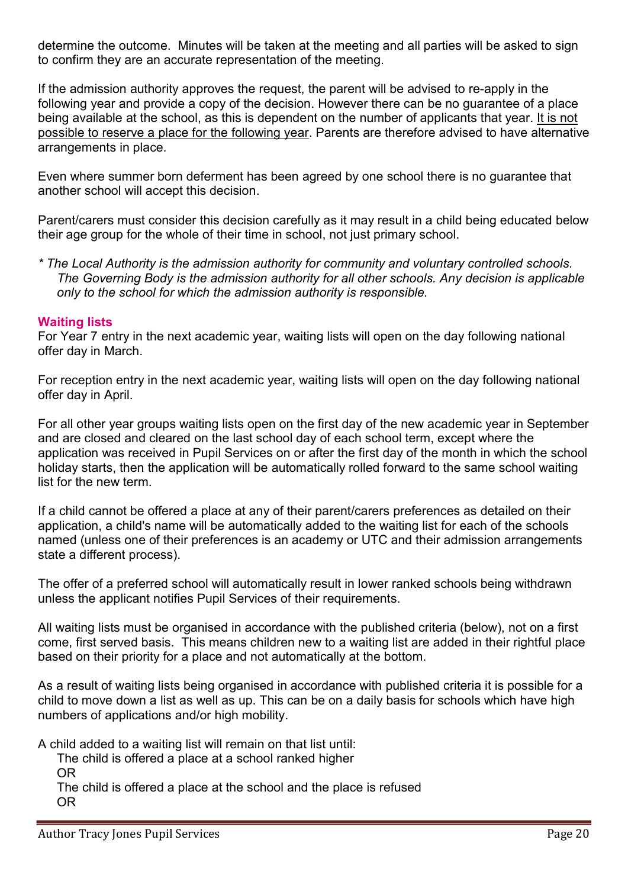determine the outcome. Minutes will be taken at the meeting and all parties will be asked to sign to confirm they are an accurate representation of the meeting.

If the admission authority approves the request, the parent will be advised to re-apply in the following year and provide a copy of the decision. However there can be no guarantee of a place being available at the school, as this is dependent on the number of applicants that year. It is not possible to reserve a place for the following year. Parents are therefore advised to have alternative arrangements in place.

Even where summer born deferment has been agreed by one school there is no guarantee that another school will accept this decision.

Parent/carers must consider this decision carefully as it may result in a child being educated below their age group for the whole of their time in school, not just primary school.

*\* The Local Authority is the admission authority for community and voluntary controlled schools. The Governing Body is the admission authority for all other schools. Any decision is applicable only to the school for which the admission authority is responsible.*

## Waiting lists

For Year 7 entry in the next academic year, waiting lists will open on the day following national offer day in March.

For reception entry in the next academic year, waiting lists will open on the day following national offer day in April.

For all other year groups waiting lists open on the first day of the new academic year in September and are closed and cleared on the last school day of each school term, except where the application was received in Pupil Services on or after the first day of the month in which the school holiday starts, then the application will be automatically rolled forward to the same school waiting list for the new term.

If a child cannot be offered a place at any of their parent/carers preferences as detailed on their application, a child's name will be automatically added to the waiting list for each of the schools named (unless one of their preferences is an academy or UTC and their admission arrangements state a different process).

The offer of a preferred school will automatically result in lower ranked schools being withdrawn unless the applicant notifies Pupil Services of their requirements.

All waiting lists must be organised in accordance with the published criteria (below), not on a first come, first served basis. This means children new to a waiting list are added in their rightful place based on their priority for a place and not automatically at the bottom.

As a result of waiting lists being organised in accordance with published criteria it is possible for a child to move down a list as well as up. This can be on a daily basis for schools which have high numbers of applications and/or high mobility.

A child added to a waiting list will remain on that list until:

The child is offered a place at a school ranked higher
OR
The child is offered a place at the school and the place is refused
OR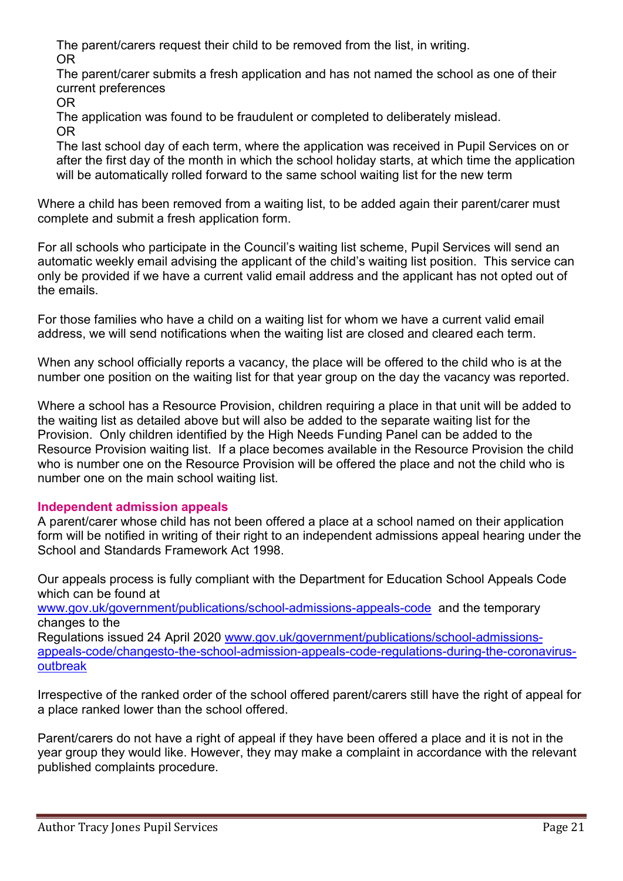The parent/carers request their child to be removed from the list, in writing.
OR
The parent/carer submits a fresh application and has not named the school as one of their current preferences
OR
The application was found to be fraudulent or completed to deliberately mislead.
OR
The last school day of each term, where the application was received in Pupil Services on or after the first day of the month in which the school holiday starts, at which time the application will be automatically rolled forward to the same school waiting list for the new term

Where a child has been removed from a waiting list, to be added again their parent/carer must complete and submit a fresh application form.

For all schools who participate in the Council's waiting list scheme, Pupil Services will send an automatic weekly email advising the applicant of the child's waiting list position. This service can only be provided if we have a current valid email address and the applicant has not opted out of the emails.

For those families who have a child on a waiting list for whom we have a current valid email address, we will send notifications when the waiting list are closed and cleared each term.

When any school officially reports a vacancy, the place will be offered to the child who is at the number one position on the waiting list for that year group on the day the vacancy was reported.

Where a school has a Resource Provision, children requiring a place in that unit will be added to the waiting list as detailed above but will also be added to the separate waiting list for the Provision. Only children identified by the High Needs Funding Panel can be added to the Resource Provision waiting list. If a place becomes available in the Resource Provision the child who is number one on the Resource Provision will be offered the place and not the child who is number one on the main school waiting list.

### Independent admission appeals

A parent/carer whose child has not been offered a place at a school named on their application form will be notified in writing of their right to an independent admissions appeal hearing under the School and Standards Framework Act 1998.

Our appeals process is fully compliant with the Department for Education School Appeals Code which can be found at
www.gov.uk/government/publications/school-admissions-appeals-code and the temporary changes to the
Regulations issued 24 April 2020 www.gov.uk/government/publications/school-admissions-appeals-code/changesto-the-school-admission-appeals-code-regulations-during-the-coronavirus-outbreak

Irrespective of the ranked order of the school offered parent/carers still have the right of appeal for a place ranked lower than the school offered.

Parent/carers do not have a right of appeal if they have been offered a place and it is not in the year group they would like. However, they may make a complaint in accordance with the relevant published complaints procedure.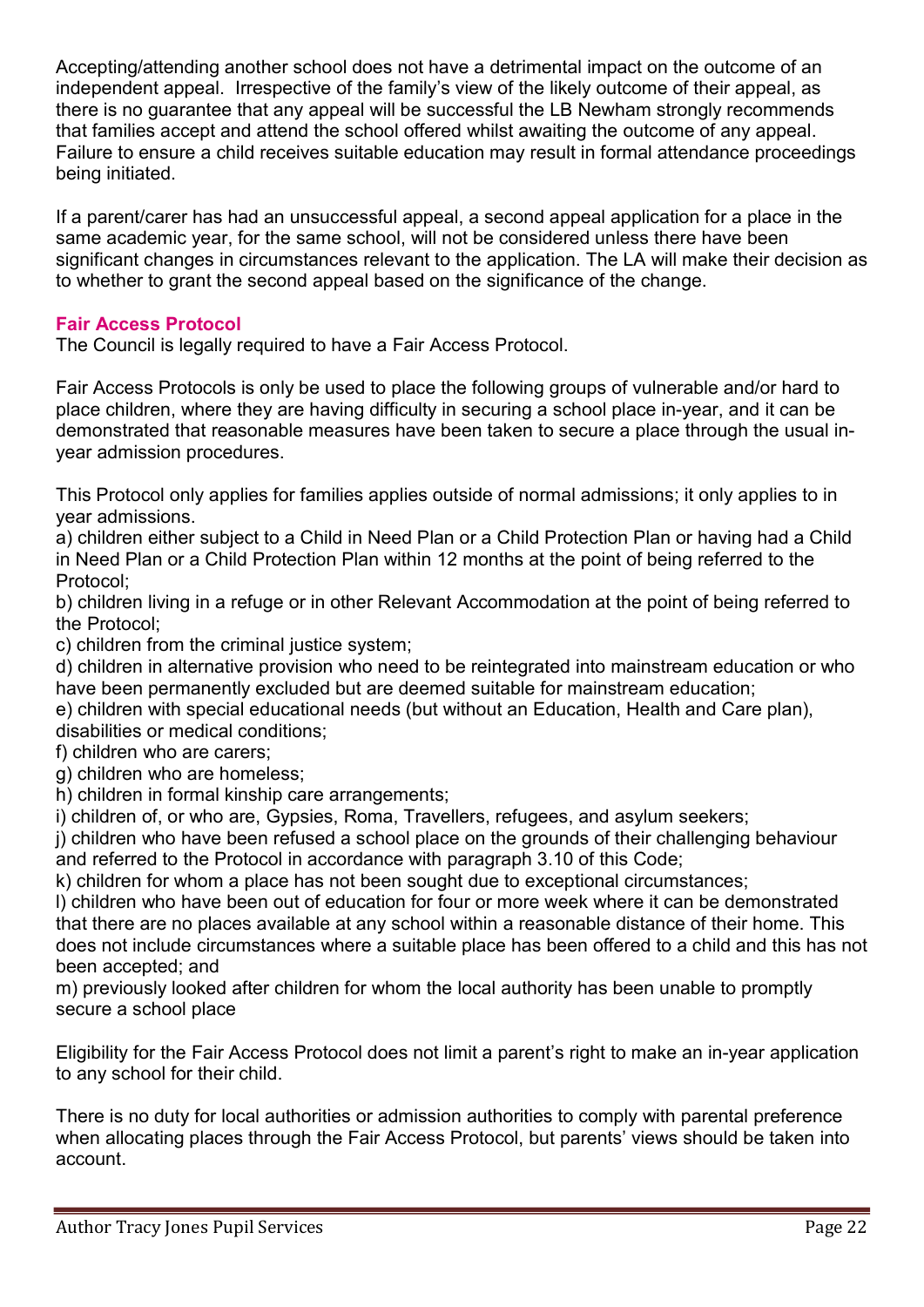Accepting/attending another school does not have a detrimental impact on the outcome of an independent appeal. Irrespective of the family's view of the likely outcome of their appeal, as there is no guarantee that any appeal will be successful the LB Newham strongly recommends that families accept and attend the school offered whilst awaiting the outcome of any appeal. Failure to ensure a child receives suitable education may result in formal attendance proceedings being initiated.

If a parent/carer has had an unsuccessful appeal, a second appeal application for a place in the same academic year, for the same school, will not be considered unless there have been significant changes in circumstances relevant to the application. The LA will make their decision as to whether to grant the second appeal based on the significance of the change.

### Fair Access Protocol

The Council is legally required to have a Fair Access Protocol.

Fair Access Protocols is only be used to place the following groups of vulnerable and/or hard to place children, where they are having difficulty in securing a school place in-year, and it can be demonstrated that reasonable measures have been taken to secure a place through the usual in-year admission procedures.

This Protocol only applies for families applies outside of normal admissions; it only applies to in year admissions.

a) children either subject to a Child in Need Plan or a Child Protection Plan or having had a Child in Need Plan or a Child Protection Plan within 12 months at the point of being referred to the Protocol;
b) children living in a refuge or in other Relevant Accommodation at the point of being referred to the Protocol;
c) children from the criminal justice system;
d) children in alternative provision who need to be reintegrated into mainstream education or who have been permanently excluded but are deemed suitable for mainstream education;
e) children with special educational needs (but without an Education, Health and Care plan), disabilities or medical conditions;
f) children who are carers;
g) children who are homeless;
h) children in formal kinship care arrangements;
i) children of, or who are, Gypsies, Roma, Travellers, refugees, and asylum seekers;
j) children who have been refused a school place on the grounds of their challenging behaviour and referred to the Protocol in accordance with paragraph 3.10 of this Code;
k) children for whom a place has not been sought due to exceptional circumstances;
l) children who have been out of education for four or more week where it can be demonstrated that there are no places available at any school within a reasonable distance of their home. This does not include circumstances where a suitable place has been offered to a child and this has not been accepted; and
m) previously looked after children for whom the local authority has been unable to promptly secure a school place

Eligibility for the Fair Access Protocol does not limit a parent's right to make an in-year application to any school for their child.

There is no duty for local authorities or admission authorities to comply with parental preference when allocating places through the Fair Access Protocol, but parents' views should be taken into account.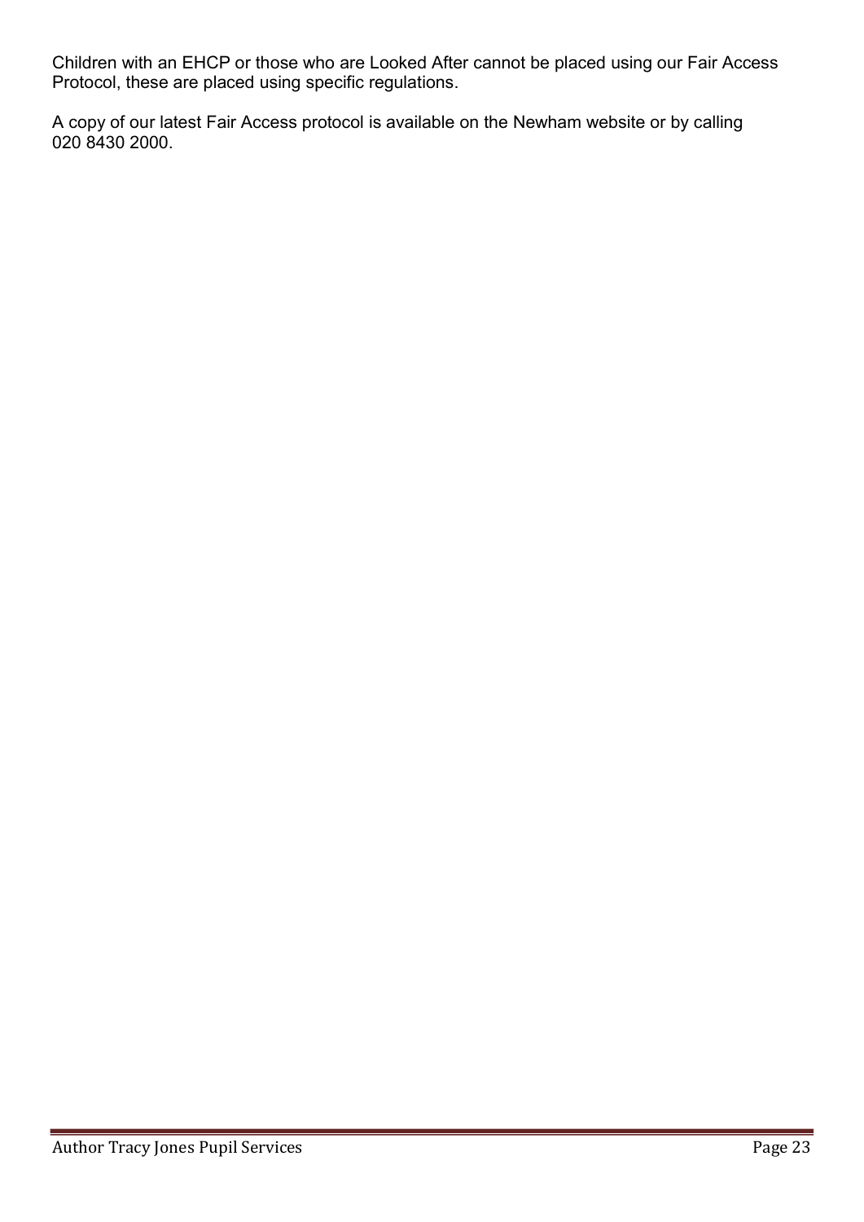Children with an EHCP or those who are Looked After cannot be placed using our Fair Access Protocol, these are placed using specific regulations.

A copy of our latest Fair Access protocol is available on the Newham website or by calling 020 8430 2000.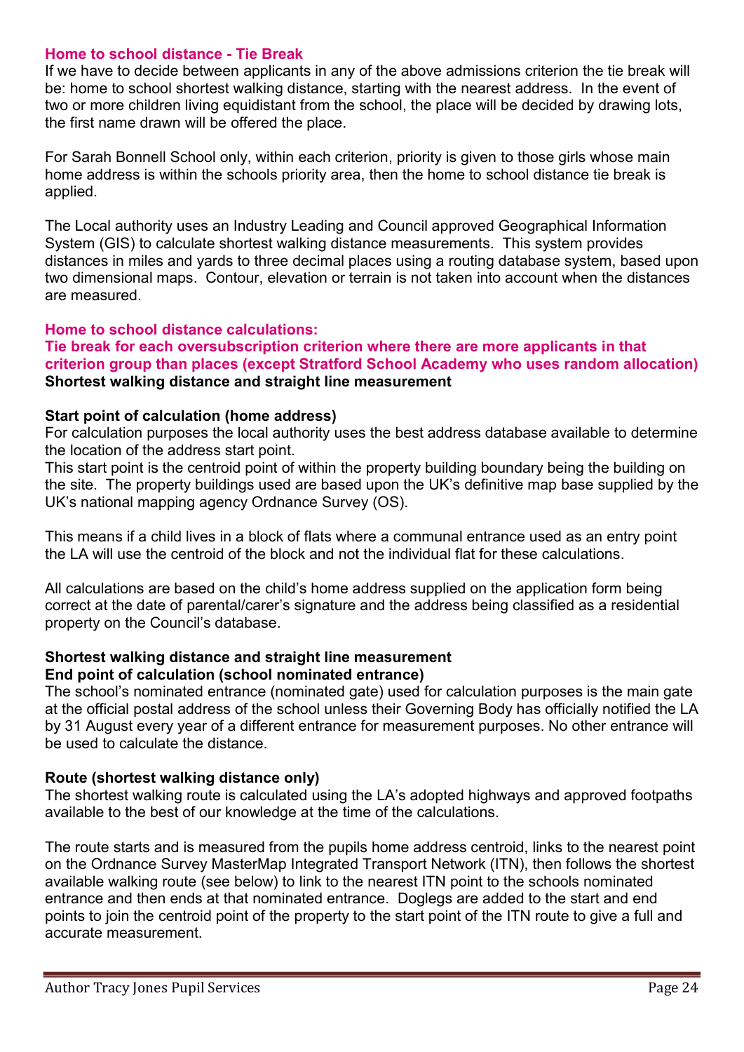**Home to school distance - Tie Break**

If we have to decide between applicants in any of the above admissions criterion the tie break will be: home to school shortest walking distance, starting with the nearest address. In the event of two or more children living equidistant from the school, the place will be decided by drawing lots, the first name drawn will be offered the place.

For Sarah Bonnell School only, within each criterion, priority is given to those girls whose main home address is within the schools priority area, then the home to school distance tie break is applied.

The Local authority uses an Industry Leading and Council approved Geographical Information System (GIS) to calculate shortest walking distance measurements. This system provides distances in miles and yards to three decimal places using a routing database system, based upon two dimensional maps. Contour, elevation or terrain is not taken into account when the distances are measured.

**Home to school distance calculations:**

**Tie break for each oversubscription criterion where there are more applicants in that criterion group than places (except Stratford School Academy who uses random allocation)**

**Shortest walking distance and straight line measurement**

**Start point of calculation (home address)**

For calculation purposes the local authority uses the best address database available to determine the location of the address start point.

This start point is the centroid point of within the property building boundary being the building on the site. The property buildings used are based upon the UK's definitive map base supplied by the UK's national mapping agency Ordnance Survey (OS).

This means if a child lives in a block of flats where a communal entrance used as an entry point the LA will use the centroid of the block and not the individual flat for these calculations.

All calculations are based on the child's home address supplied on the application form being correct at the date of parental/carer's signature and the address being classified as a residential property on the Council's database.

**Shortest walking distance and straight line measurement**

**End point of calculation (school nominated entrance)**

The school's nominated entrance (nominated gate) used for calculation purposes is the main gate at the official postal address of the school unless their Governing Body has officially notified the LA by 31 August every year of a different entrance for measurement purposes. No other entrance will be used to calculate the distance.

**Route (shortest walking distance only)**

The shortest walking route is calculated using the LA's adopted highways and approved footpaths available to the best of our knowledge at the time of the calculations.

The route starts and is measured from the pupils home address centroid, links to the nearest point on the Ordnance Survey MasterMap Integrated Transport Network (ITN), then follows the shortest available walking route (see below) to link to the nearest ITN point to the schools nominated entrance and then ends at that nominated entrance. Doglegs are added to the start and end points to join the centroid point of the property to the start point of the ITN route to give a full and accurate measurement.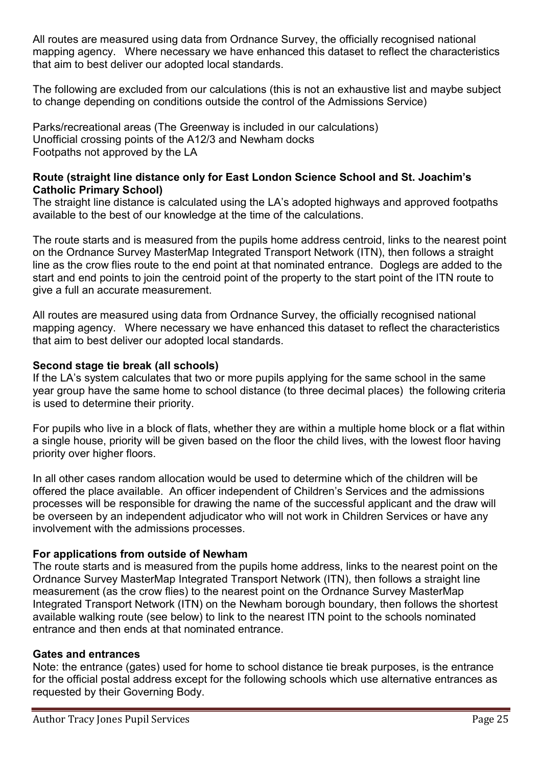All routes are measured using data from Ordnance Survey, the officially recognised national mapping agency. Where necessary we have enhanced this dataset to reflect the characteristics that aim to best deliver our adopted local standards.

The following are excluded from our calculations (this is not an exhaustive list and maybe subject to change depending on conditions outside the control of the Admissions Service)

Parks/recreational areas (The Greenway is included in our calculations)
Unofficial crossing points of the A12/3 and Newham docks
Footpaths not approved by the LA

**Route (straight line distance only for East London Science School and St. Joachim's Catholic Primary School)**
The straight line distance is calculated using the LA's adopted highways and approved footpaths available to the best of our knowledge at the time of the calculations.

The route starts and is measured from the pupils home address centroid, links to the nearest point on the Ordnance Survey MasterMap Integrated Transport Network (ITN), then follows a straight line as the crow flies route to the end point at that nominated entrance. Doglegs are added to the start and end points to join the centroid point of the property to the start point of the ITN route to give a full an accurate measurement.

All routes are measured using data from Ordnance Survey, the officially recognised national mapping agency. Where necessary we have enhanced this dataset to reflect the characteristics that aim to best deliver our adopted local standards.

**Second stage tie break (all schools)**
If the LA's system calculates that two or more pupils applying for the same school in the same year group have the same home to school distance (to three decimal places) the following criteria is used to determine their priority.

For pupils who live in a block of flats, whether they are within a multiple home block or a flat within a single house, priority will be given based on the floor the child lives, with the lowest floor having priority over higher floors.

In all other cases random allocation would be used to determine which of the children will be offered the place available. An officer independent of Children's Services and the admissions processes will be responsible for drawing the name of the successful applicant and the draw will be overseen by an independent adjudicator who will not work in Children Services or have any involvement with the admissions processes.

**For applications from outside of Newham**
The route starts and is measured from the pupils home address, links to the nearest point on the Ordnance Survey MasterMap Integrated Transport Network (ITN), then follows a straight line measurement (as the crow flies) to the nearest point on the Ordnance Survey MasterMap Integrated Transport Network (ITN) on the Newham borough boundary, then follows the shortest available walking route (see below) to link to the nearest ITN point to the schools nominated entrance and then ends at that nominated entrance.

**Gates and entrances**
Note: the entrance (gates) used for home to school distance tie break purposes, is the entrance for the official postal address except for the following schools which use alternative entrances as requested by their Governing Body.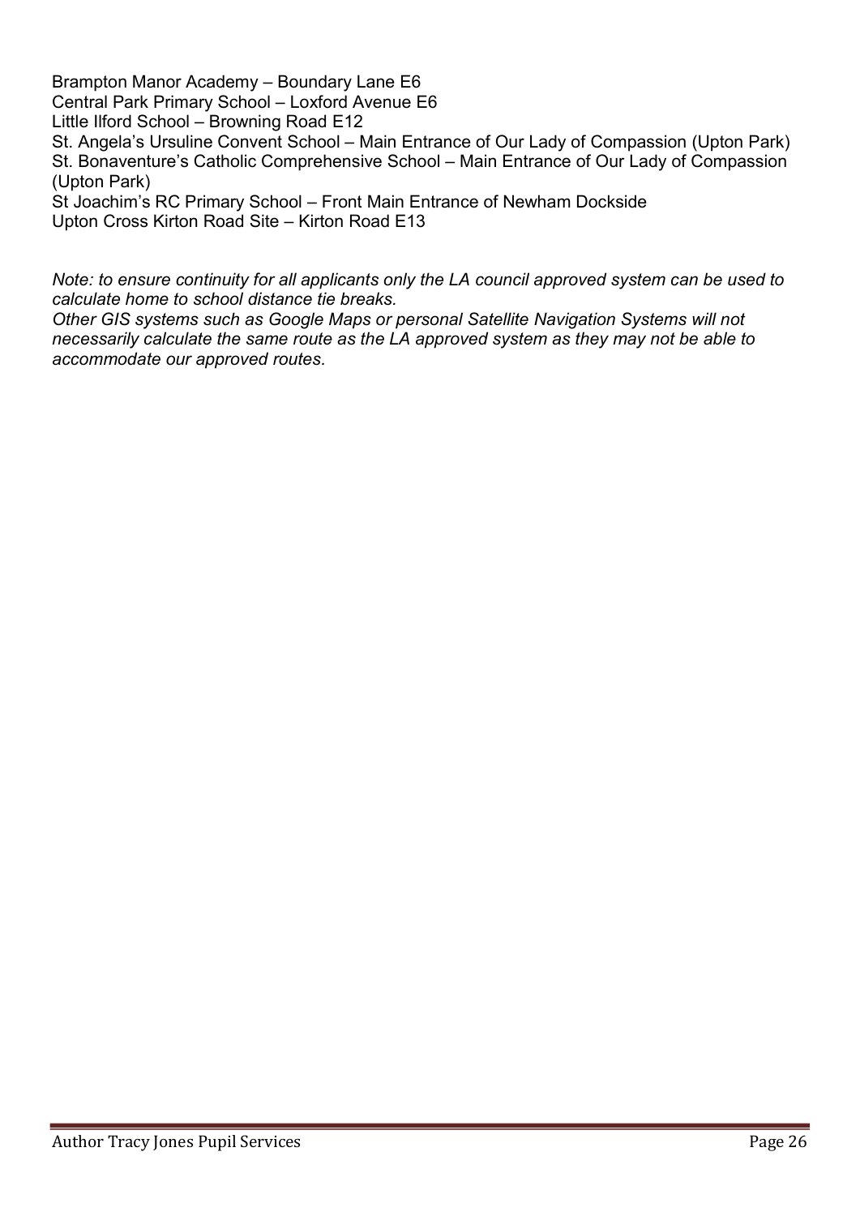Brampton Manor Academy – Boundary Lane E6
Central Park Primary School – Loxford Avenue E6
Little Ilford School – Browning Road E12
St. Angela's Ursuline Convent School – Main Entrance of Our Lady of Compassion (Upton Park)
St. Bonaventure's Catholic Comprehensive School – Main Entrance of Our Lady of Compassion (Upton Park)
St Joachim's RC Primary School – Front Main Entrance of Newham Dockside
Upton Cross Kirton Road Site – Kirton Road E13

*Note: to ensure continuity for all applicants only the LA council approved system can be used to calculate home to school distance tie breaks.*
*Other GIS systems such as Google Maps or personal Satellite Navigation Systems will not necessarily calculate the same route as the LA approved system as they may not be able to accommodate our approved routes.*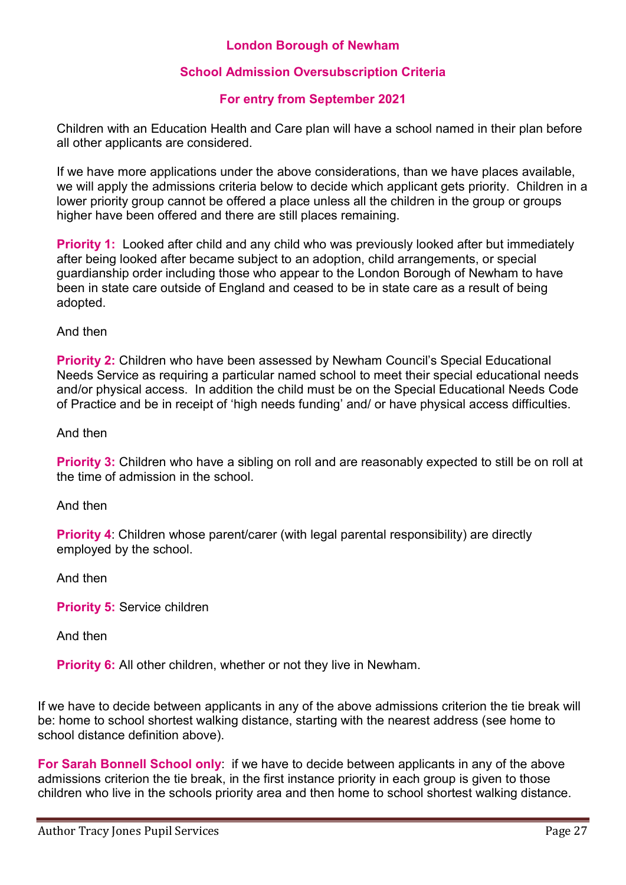## London Borough of Newham

## School Admission Oversubscription Criteria

## For entry from September 2021

Children with an Education Health and Care plan will have a school named in their plan before all other applicants are considered.

If we have more applications under the above considerations, than we have places available, we will apply the admissions criteria below to decide which applicant gets priority. Children in a lower priority group cannot be offered a place unless all the children in the group or groups higher have been offered and there are still places remaining.

**Priority 1:** Looked after child and any child who was previously looked after but immediately after being looked after became subject to an adoption, child arrangements, or special guardianship order including those who appear to the London Borough of Newham to have been in state care outside of England and ceased to be in state care as a result of being adopted.

And then

**Priority 2:** Children who have been assessed by Newham Council's Special Educational Needs Service as requiring a particular named school to meet their special educational needs and/or physical access. In addition the child must be on the Special Educational Needs Code of Practice and be in receipt of 'high needs funding' and/ or have physical access difficulties.

And then

**Priority 3:** Children who have a sibling on roll and are reasonably expected to still be on roll at the time of admission in the school.

And then

**Priority 4**: Children whose parent/carer (with legal parental responsibility) are directly employed by the school.

And then

**Priority 5:** Service children

And then

**Priority 6:** All other children, whether or not they live in Newham.

If we have to decide between applicants in any of the above admissions criterion the tie break will be: home to school shortest walking distance, starting with the nearest address (see home to school distance definition above).

**For Sarah Bonnell School only**: if we have to decide between applicants in any of the above admissions criterion the tie break, in the first instance priority in each group is given to those children who live in the schools priority area and then home to school shortest walking distance.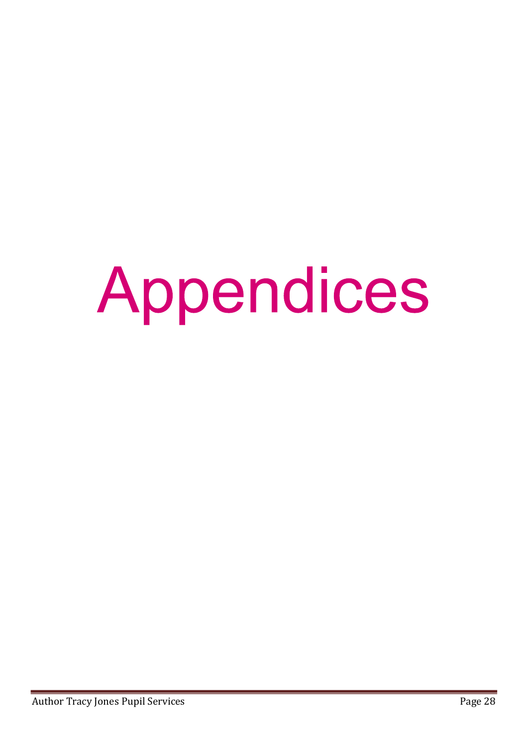# Appendices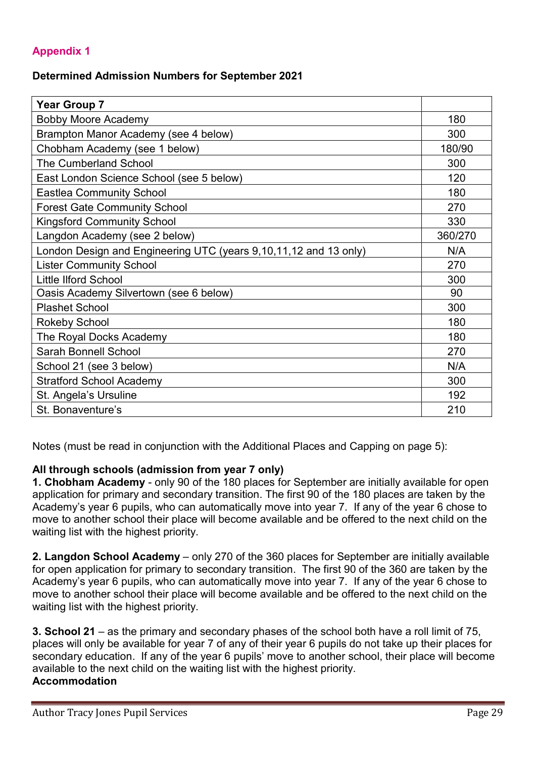## Appendix 1

**Determined Admission Numbers for September 2021**

| Year Group 7 | |
|---|---|
| Bobby Moore Academy | 180 |
| Brampton Manor Academy (see 4 below) | 300 |
| Chobham Academy (see 1 below) | 180/90 |
| The Cumberland School | 300 |
| East London Science School (see 5 below) | 120 |
| Eastlea Community School | 180 |
| Forest Gate Community School | 270 |
| Kingsford Community School | 330 |
| Langdon Academy (see 2 below) | 360/270 |
| London Design and Engineering UTC (years 9,10,11,12 and 13 only) | N/A |
| Lister Community School | 270 |
| Little Ilford School | 300 |
| Oasis Academy Silvertown (see 6 below) | 90 |
| Plashet School | 300 |
| Rokeby School | 180 |
| The Royal Docks Academy | 180 |
| Sarah Bonnell School | 270 |
| School 21 (see 3 below) | N/A |
| Stratford School Academy | 300 |
| St. Angela's Ursuline | 192 |
| St. Bonaventure's | 210 |

Notes (must be read in conjunction with the Additional Places and Capping on page 5):

**All through schools (admission from year 7 only)**
**1. Chobham Academy** - only 90 of the 180 places for September are initially available for open application for primary and secondary transition. The first 90 of the 180 places are taken by the Academy's year 6 pupils, who can automatically move into year 7. If any of the year 6 chose to move to another school their place will become available and be offered to the next child on the waiting list with the highest priority.

**2. Langdon School Academy** – only 270 of the 360 places for September are initially available for open application for primary to secondary transition. The first 90 of the 360 are taken by the Academy's year 6 pupils, who can automatically move into year 7. If any of the year 6 chose to move to another school their place will become available and be offered to the next child on the waiting list with the highest priority.

**3. School 21** – as the primary and secondary phases of the school both have a roll limit of 75, places will only be available for year 7 of any of their year 6 pupils do not take up their places for secondary education. If any of the year 6 pupils' move to another school, their place will become available to the next child on the waiting list with the highest priority.
**Accommodation**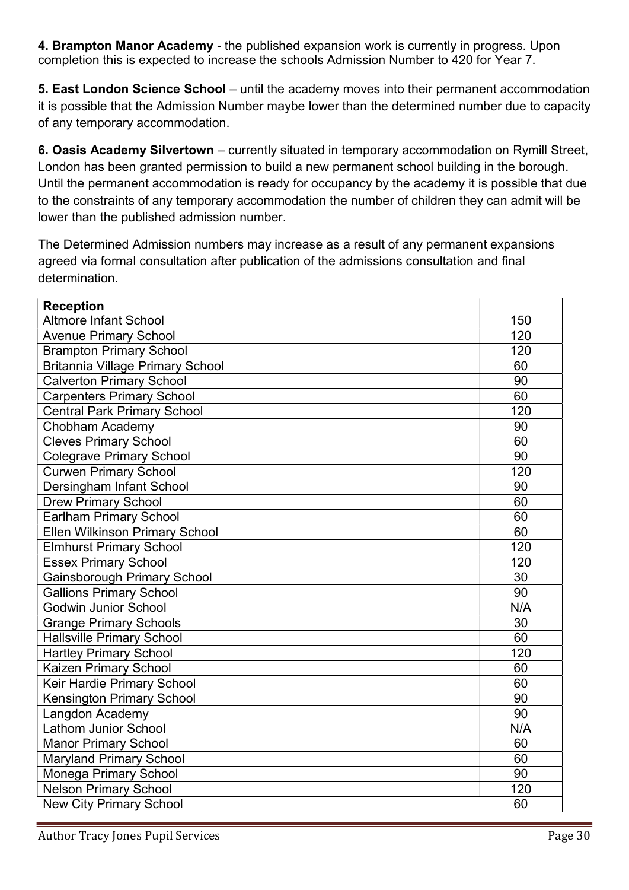**4. Brampton Manor Academy -** the published expansion work is currently in progress. Upon completion this is expected to increase the schools Admission Number to 420 for Year 7.

**5. East London Science School** – until the academy moves into their permanent accommodation it is possible that the Admission Number maybe lower than the determined number due to capacity of any temporary accommodation.

**6. Oasis Academy Silvertown** – currently situated in temporary accommodation on Rymill Street, London has been granted permission to build a new permanent school building in the borough. Until the permanent accommodation is ready for occupancy by the academy it is possible that due to the constraints of any temporary accommodation the number of children they can admit will be lower than the published admission number.

The Determined Admission numbers may increase as a result of any permanent expansions agreed via formal consultation after publication of the admissions consultation and final determination.

| **Reception** | |
|---|---|
| Altmore Infant School | 150 |
| Avenue Primary School | 120 |
| Brampton Primary School | 120 |
| Britannia Village Primary School | 60 |
| Calverton Primary School | 90 |
| Carpenters Primary School | 60 |
| Central Park Primary School | 120 |
| Chobham Academy | 90 |
| Cleves Primary School | 60 |
| Colegrave Primary School | 90 |
| Curwen Primary School | 120 |
| Dersingham Infant School | 90 |
| Drew Primary School | 60 |
| Earlham Primary School | 60 |
| Ellen Wilkinson Primary School | 60 |
| Elmhurst Primary School | 120 |
| Essex Primary School | 120 |
| Gainsborough Primary School | 30 |
| Gallions Primary School | 90 |
| Godwin Junior School | N/A |
| Grange Primary Schools | 30 |
| Hallsville Primary School | 60 |
| Hartley Primary School | 120 |
| Kaizen Primary School | 60 |
| Keir Hardie Primary School | 60 |
| Kensington Primary School | 90 |
| Langdon Academy | 90 |
| Lathom Junior School | N/A |
| Manor Primary School | 60 |
| Maryland Primary School | 60 |
| Monega Primary School | 90 |
| Nelson Primary School | 120 |
| New City Primary School | 60 |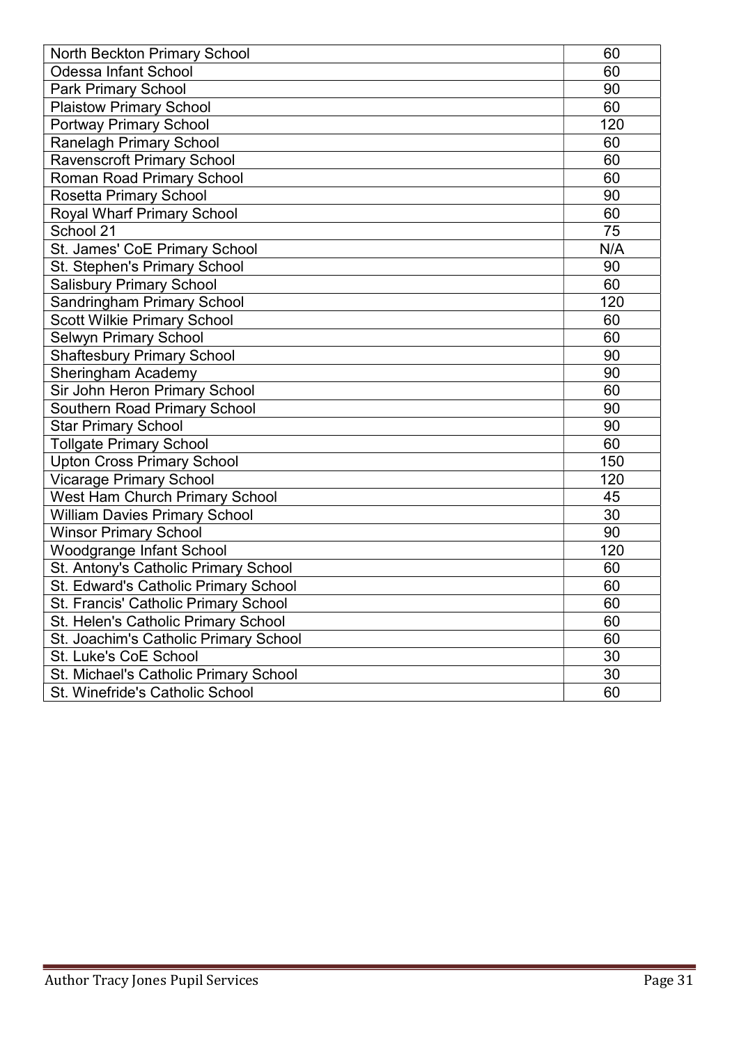| | |
|---|---|
| North Beckton Primary School | 60 |
| Odessa Infant School | 60 |
| Park Primary School | 90 |
| Plaistow Primary School | 60 |
| Portway Primary School | 120 |
| Ranelagh Primary School | 60 |
| Ravenscroft Primary School | 60 |
| Roman Road Primary School | 60 |
| Rosetta Primary School | 90 |
| Royal Wharf Primary School | 60 |
| School 21 | 75 |
| St. James' CoE Primary School | N/A |
| St. Stephen's Primary School | 90 |
| Salisbury Primary School | 60 |
| Sandringham Primary School | 120 |
| Scott Wilkie Primary School | 60 |
| Selwyn Primary School | 60 |
| Shaftesbury Primary School | 90 |
| Sheringham Academy | 90 |
| Sir John Heron Primary School | 60 |
| Southern Road Primary School | 90 |
| Star Primary School | 90 |
| Tollgate Primary School | 60 |
| Upton Cross Primary School | 150 |
| Vicarage Primary School | 120 |
| West Ham Church Primary School | 45 |
| William Davies Primary School | 30 |
| Winsor Primary School | 90 |
| Woodgrange Infant School | 120 |
| St. Antony's Catholic Primary School | 60 |
| St. Edward's Catholic Primary School | 60 |
| St. Francis' Catholic Primary School | 60 |
| St. Helen's Catholic Primary School | 60 |
| St. Joachim's Catholic Primary School | 60 |
| St. Luke's CoE School | 30 |
| St. Michael's Catholic Primary School | 30 |
| St. Winefride's Catholic School | 60 |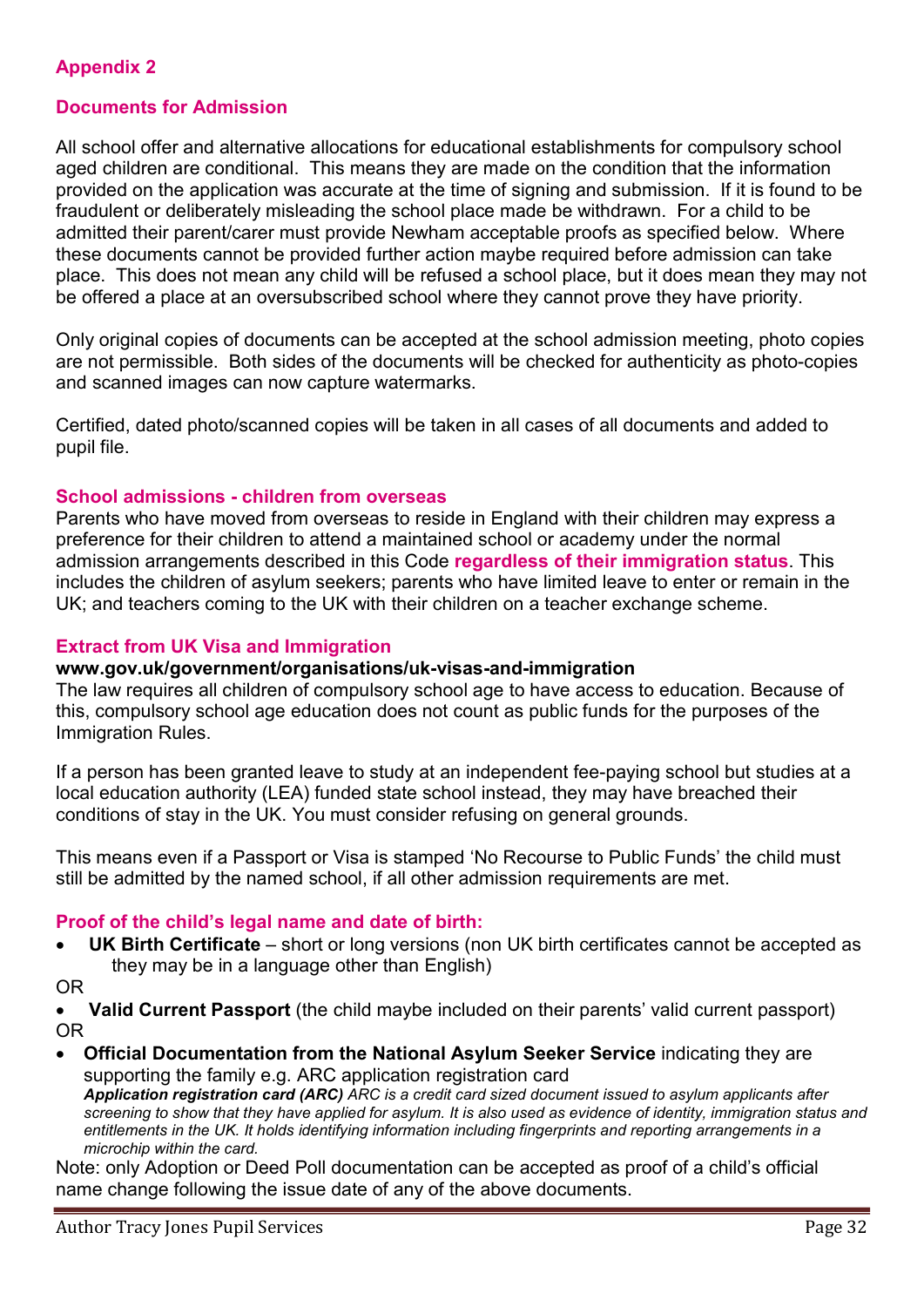## Appendix 2

### Documents for Admission

All school offer and alternative allocations for educational establishments for compulsory school aged children are conditional. This means they are made on the condition that the information provided on the application was accurate at the time of signing and submission. If it is found to be fraudulent or deliberately misleading the school place made be withdrawn. For a child to be admitted their parent/carer must provide Newham acceptable proofs as specified below. Where these documents cannot be provided further action maybe required before admission can take place. This does not mean any child will be refused a school place, but it does mean they may not be offered a place at an oversubscribed school where they cannot prove they have priority.

Only original copies of documents can be accepted at the school admission meeting, photo copies are not permissible. Both sides of the documents will be checked for authenticity as photo-copies and scanned images can now capture watermarks.

Certified, dated photo/scanned copies will be taken in all cases of all documents and added to pupil file.

### School admissions - children from overseas

Parents who have moved from overseas to reside in England with their children may express a preference for their children to attend a maintained school or academy under the normal admission arrangements described in this Code **regardless of their immigration status**. This includes the children of asylum seekers; parents who have limited leave to enter or remain in the UK; and teachers coming to the UK with their children on a teacher exchange scheme.

### Extract from UK Visa and Immigration

**www.gov.uk/government/organisations/uk-visas-and-immigration**

The law requires all children of compulsory school age to have access to education. Because of this, compulsory school age education does not count as public funds for the purposes of the Immigration Rules.

If a person has been granted leave to study at an independent fee-paying school but studies at a local education authority (LEA) funded state school instead, they may have breached their conditions of stay in the UK. You must consider refusing on general grounds.

This means even if a Passport or Visa is stamped 'No Recourse to Public Funds' the child must still be admitted by the named school, if all other admission requirements are met.

### Proof of the child's legal name and date of birth:

- **UK Birth Certificate** – short or long versions (non UK birth certificates cannot be accepted as they may be in a language other than English)

OR

- **Valid Current Passport** (the child maybe included on their parents' valid current passport)

OR

- **Official Documentation from the National Asylum Seeker Service** indicating they are supporting the family e.g. ARC application registration card

  ***Application registration card (ARC)*** *ARC is a credit card sized document issued to asylum applicants after screening to show that they have applied for asylum. It is also used as evidence of identity, immigration status and entitlements in the UK. It holds identifying information including fingerprints and reporting arrangements in a microchip within the card.*

Note: only Adoption or Deed Poll documentation can be accepted as proof of a child's official name change following the issue date of any of the above documents.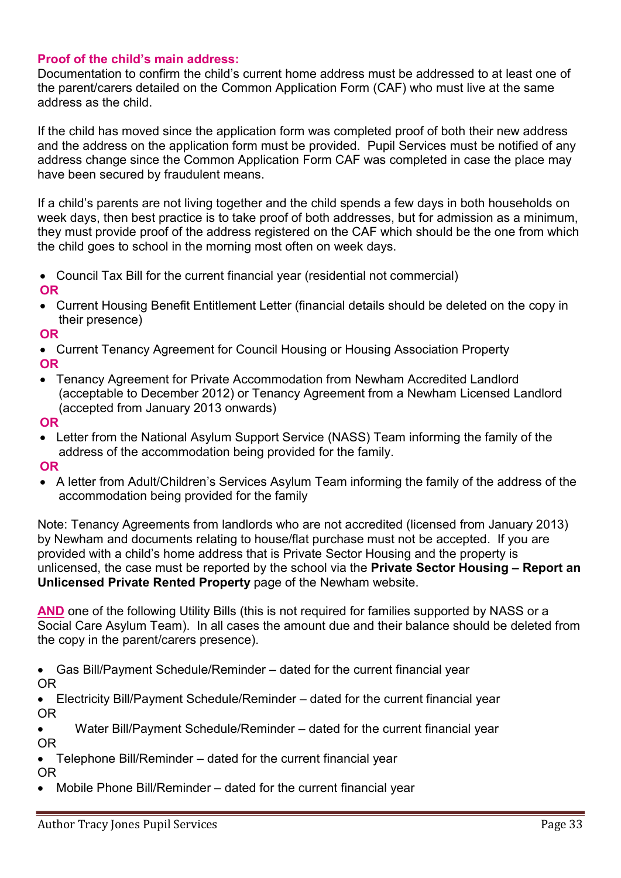**Proof of the child's main address:**
Documentation to confirm the child's current home address must be addressed to at least one of the parent/carers detailed on the Common Application Form (CAF) who must live at the same address as the child.

If the child has moved since the application form was completed proof of both their new address and the address on the application form must be provided. Pupil Services must be notified of any address change since the Common Application Form CAF was completed in case the place may have been secured by fraudulent means.

If a child's parents are not living together and the child spends a few days in both households on week days, then best practice is to take proof of both addresses, but for admission as a minimum, they must provide proof of the address registered on the CAF which should be the one from which the child goes to school in the morning most often on week days.

- Council Tax Bill for the current financial year (residential not commercial)

**OR**

- Current Housing Benefit Entitlement Letter (financial details should be deleted on the copy in their presence)

**OR**

- Current Tenancy Agreement for Council Housing or Housing Association Property

**OR**

- Tenancy Agreement for Private Accommodation from Newham Accredited Landlord (acceptable to December 2012) or Tenancy Agreement from a Newham Licensed Landlord (accepted from January 2013 onwards)

**OR**

- Letter from the National Asylum Support Service (NASS) Team informing the family of the address of the accommodation being provided for the family.

**OR**

- A letter from Adult/Children's Services Asylum Team informing the family of the address of the accommodation being provided for the family

Note: Tenancy Agreements from landlords who are not accredited (licensed from January 2013) by Newham and documents relating to house/flat purchase must not be accepted. If you are provided with a child's home address that is Private Sector Housing and the property is unlicensed, the case must be reported by the school via the **Private Sector Housing – Report an Unlicensed Private Rented Property** page of the Newham website.

**AND** one of the following Utility Bills (this is not required for families supported by NASS or a Social Care Asylum Team). In all cases the amount due and their balance should be deleted from the copy in the parent/carers presence).

- Gas Bill/Payment Schedule/Reminder – dated for the current financial year

OR

- Electricity Bill/Payment Schedule/Reminder – dated for the current financial year

OR

- Water Bill/Payment Schedule/Reminder – dated for the current financial year

OR

- Telephone Bill/Reminder – dated for the current financial year

OR

- Mobile Phone Bill/Reminder – dated for the current financial year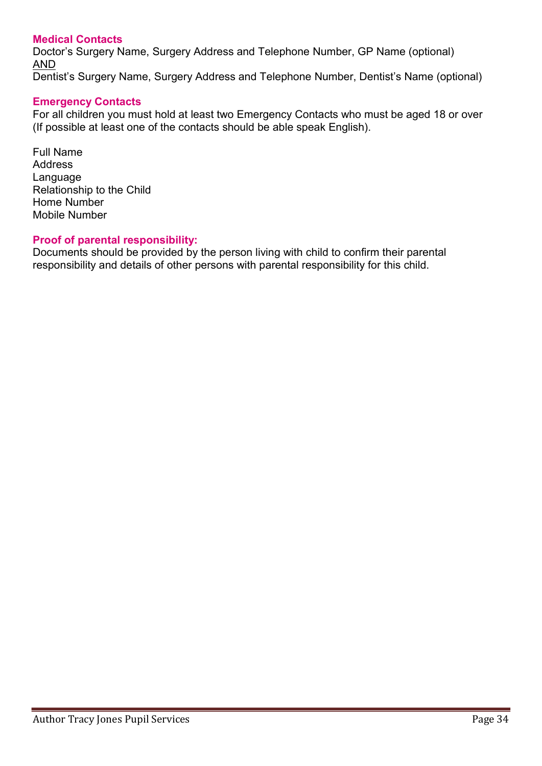### Medical Contacts

Doctor's Surgery Name, Surgery Address and Telephone Number, GP Name (optional)
<u>AND</u>
Dentist's Surgery Name, Surgery Address and Telephone Number, Dentist's Name (optional)

### Emergency Contacts

For all children you must hold at least two Emergency Contacts who must be aged 18 or over (If possible at least one of the contacts should be able speak English).

Full Name
Address
Language
Relationship to the Child
Home Number
Mobile Number

### Proof of parental responsibility:

Documents should be provided by the person living with child to confirm their parental responsibility and details of other persons with parental responsibility for this child.